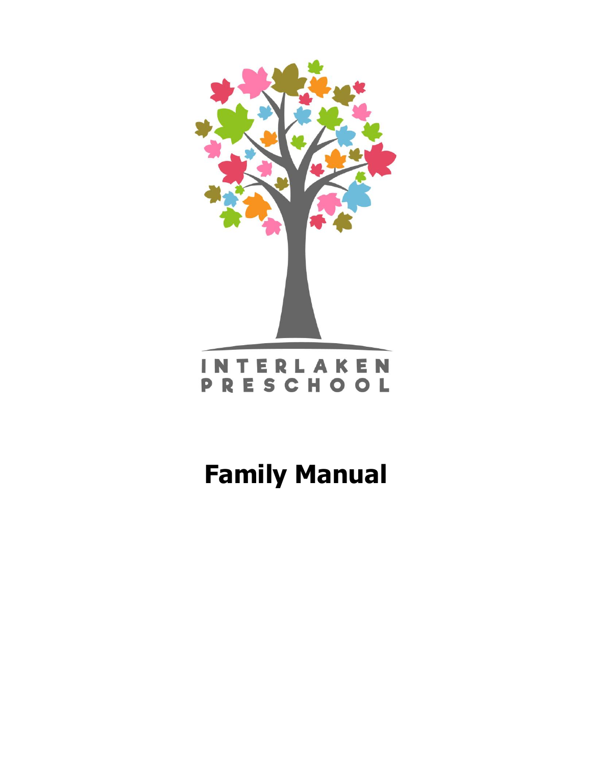INTERLAKEN PRESCHOOL

# Family Manual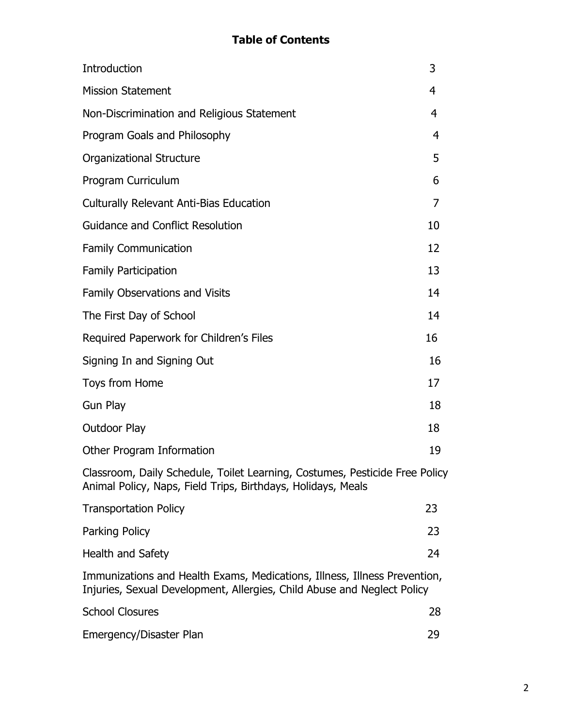## Table of Contents

| | |
|---|---|
| Introduction | 3 |
| Mission Statement | 4 |
| Non-Discrimination and Religious Statement | 4 |
| Program Goals and Philosophy | 4 |
| Organizational Structure | 5 |
| Program Curriculum | 6 |
| Culturally Relevant Anti-Bias Education | 7 |
| Guidance and Conflict Resolution | 10 |
| Family Communication | 12 |
| Family Participation | 13 |
| Family Observations and Visits | 14 |
| The First Day of School | 14 |
| Required Paperwork for Children's Files | 16 |
| Signing In and Signing Out | 16 |
| Toys from Home | 17 |
| Gun Play | 18 |
| Outdoor Play | 18 |
| Other Program Information | 19 |
| Classroom, Daily Schedule, Toilet Learning, Costumes, Pesticide Free Policy Animal Policy, Naps, Field Trips, Birthdays, Holidays, Meals | |
| Transportation Policy | 23 |
| Parking Policy | 23 |
| Health and Safety | 24 |
| Immunizations and Health Exams, Medications, Illness, Illness Prevention, Injuries, Sexual Development, Allergies, Child Abuse and Neglect Policy | |
| School Closures | 28 |
| Emergency/Disaster Plan | 29 |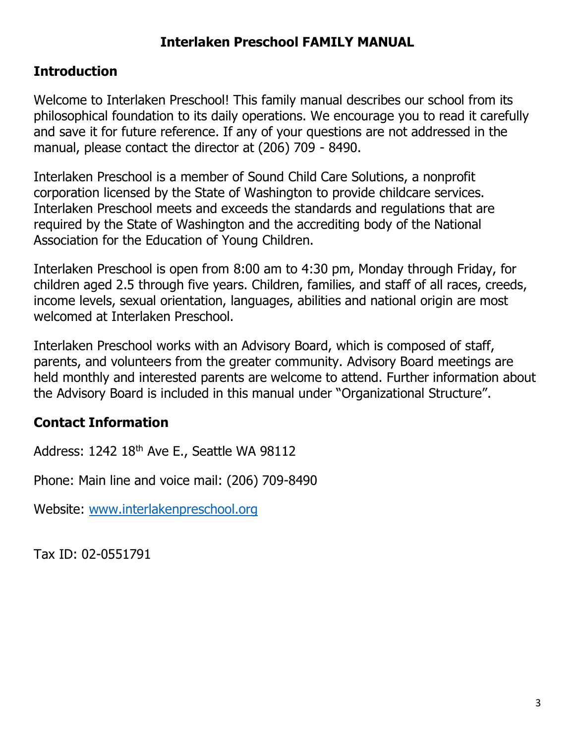# Interlaken Preschool FAMILY MANUAL

## Introduction

Welcome to Interlaken Preschool! This family manual describes our school from its philosophical foundation to its daily operations. We encourage you to read it carefully and save it for future reference. If any of your questions are not addressed in the manual, please contact the director at (206) 709 - 8490.

Interlaken Preschool is a member of Sound Child Care Solutions, a nonprofit corporation licensed by the State of Washington to provide childcare services. Interlaken Preschool meets and exceeds the standards and regulations that are required by the State of Washington and the accrediting body of the National Association for the Education of Young Children.

Interlaken Preschool is open from 8:00 am to 4:30 pm, Monday through Friday, for children aged 2.5 through five years. Children, families, and staff of all races, creeds, income levels, sexual orientation, languages, abilities and national origin are most welcomed at Interlaken Preschool.

Interlaken Preschool works with an Advisory Board, which is composed of staff, parents, and volunteers from the greater community. Advisory Board meetings are held monthly and interested parents are welcome to attend. Further information about the Advisory Board is included in this manual under "Organizational Structure".

## Contact Information

Address: 1242 18th Ave E., Seattle WA 98112

Phone: Main line and voice mail: (206) 709-8490

Website: www.interlakenpreschool.org

Tax ID: 02-0551791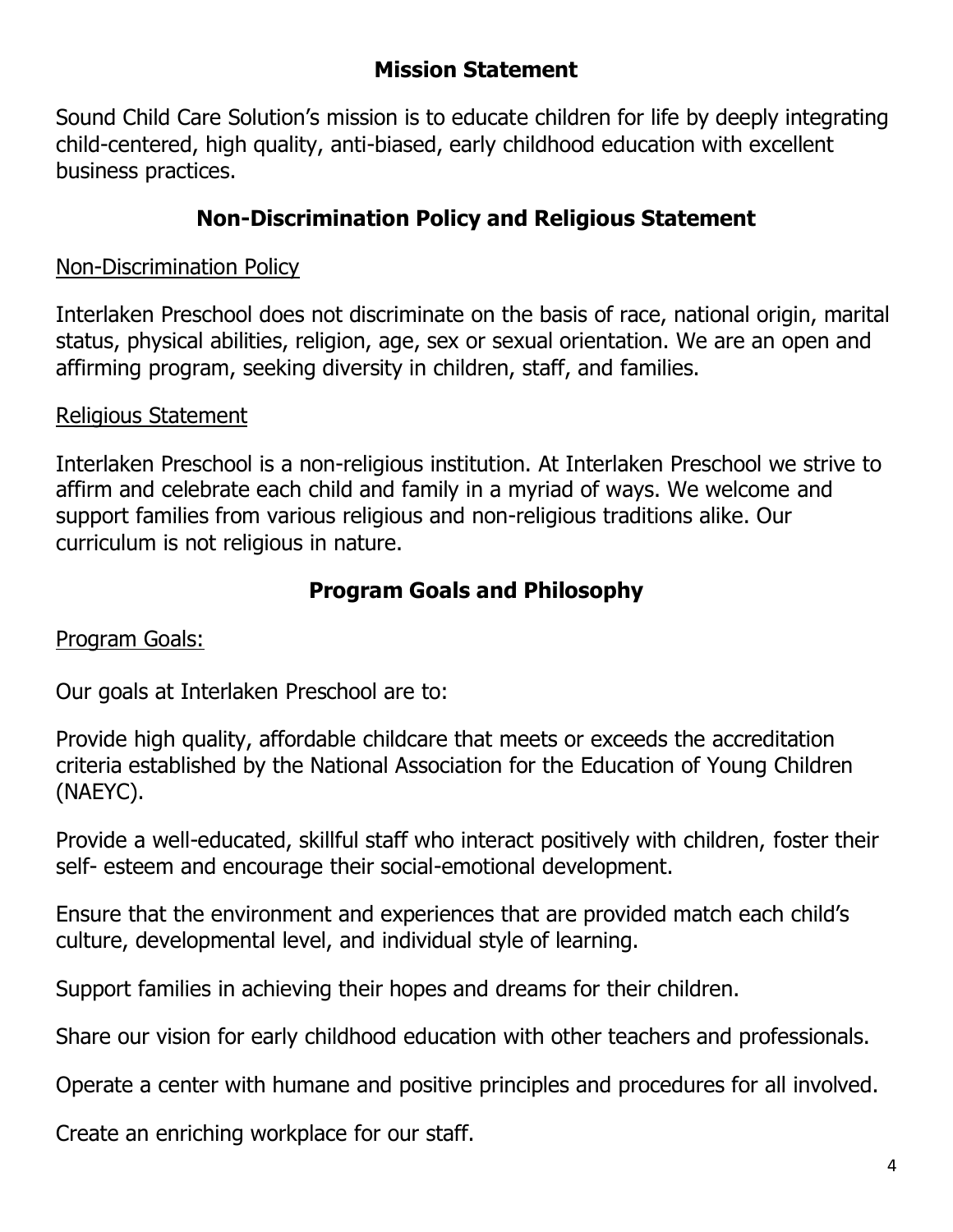## Mission Statement

Sound Child Care Solution's mission is to educate children for life by deeply integrating child-centered, high quality, anti-biased, early childhood education with excellent business practices.

## Non-Discrimination Policy and Religious Statement

### Non-Discrimination Policy

Interlaken Preschool does not discriminate on the basis of race, national origin, marital status, physical abilities, religion, age, sex or sexual orientation. We are an open and affirming program, seeking diversity in children, staff, and families.

### Religious Statement

Interlaken Preschool is a non-religious institution. At Interlaken Preschool we strive to affirm and celebrate each child and family in a myriad of ways. We welcome and support families from various religious and non-religious traditions alike. Our curriculum is not religious in nature.

## Program Goals and Philosophy

### Program Goals:

Our goals at Interlaken Preschool are to:

Provide high quality, affordable childcare that meets or exceeds the accreditation criteria established by the National Association for the Education of Young Children (NAEYC).

Provide a well-educated, skillful staff who interact positively with children, foster their self- esteem and encourage their social-emotional development.

Ensure that the environment and experiences that are provided match each child's culture, developmental level, and individual style of learning.

Support families in achieving their hopes and dreams for their children.

Share our vision for early childhood education with other teachers and professionals.

Operate a center with humane and positive principles and procedures for all involved.

Create an enriching workplace for our staff.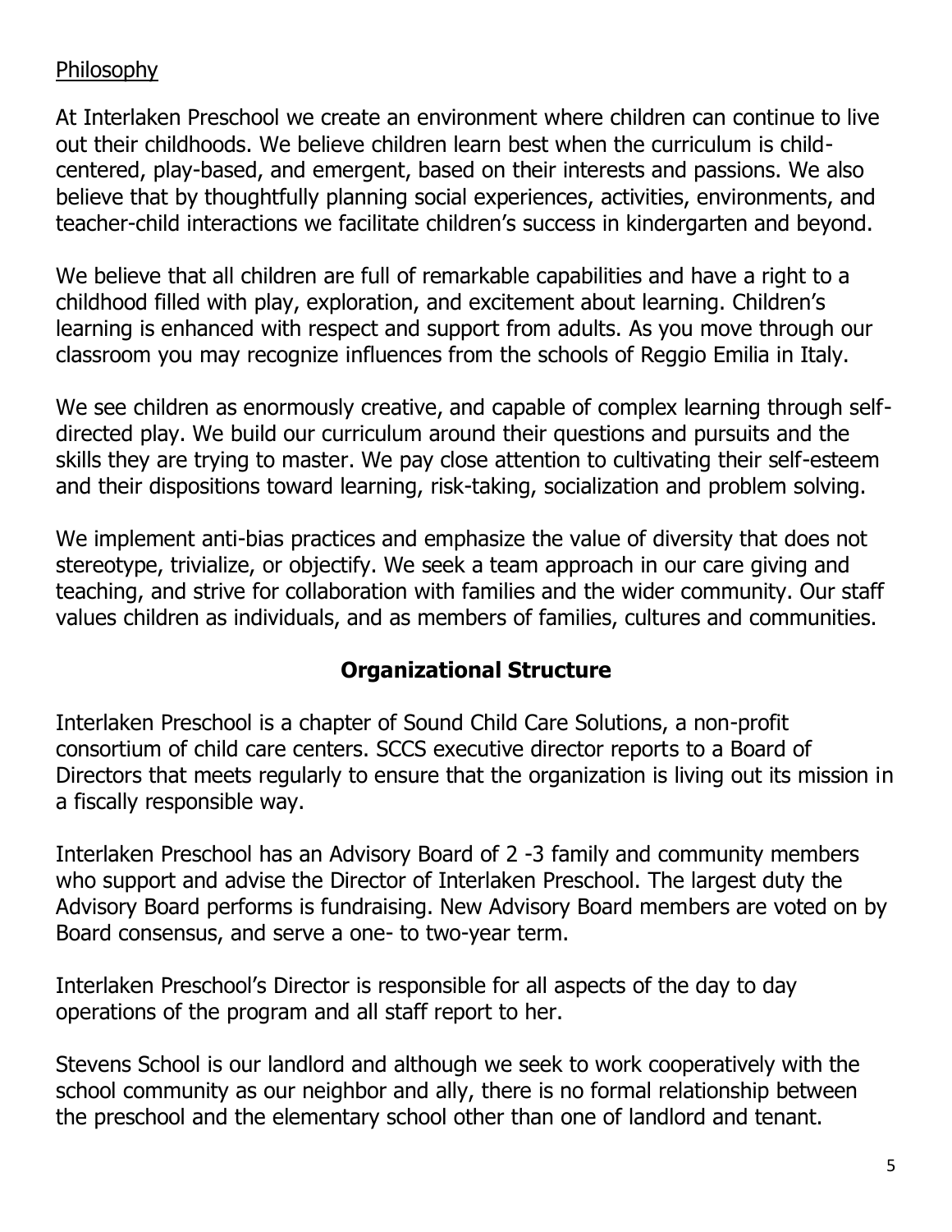## Philosophy

At Interlaken Preschool we create an environment where children can continue to live out their childhoods. We believe children learn best when the curriculum is child-centered, play-based, and emergent, based on their interests and passions. We also believe that by thoughtfully planning social experiences, activities, environments, and teacher-child interactions we facilitate children's success in kindergarten and beyond.

We believe that all children are full of remarkable capabilities and have a right to a childhood filled with play, exploration, and excitement about learning. Children's learning is enhanced with respect and support from adults. As you move through our classroom you may recognize influences from the schools of Reggio Emilia in Italy.

We see children as enormously creative, and capable of complex learning through self-directed play. We build our curriculum around their questions and pursuits and the skills they are trying to master. We pay close attention to cultivating their self-esteem and their dispositions toward learning, risk-taking, socialization and problem solving.

We implement anti-bias practices and emphasize the value of diversity that does not stereotype, trivialize, or objectify. We seek a team approach in our care giving and teaching, and strive for collaboration with families and the wider community. Our staff values children as individuals, and as members of families, cultures and communities.

## Organizational Structure

Interlaken Preschool is a chapter of Sound Child Care Solutions, a non-profit consortium of child care centers. SCCS executive director reports to a Board of Directors that meets regularly to ensure that the organization is living out its mission in a fiscally responsible way.

Interlaken Preschool has an Advisory Board of 2 -3 family and community members who support and advise the Director of Interlaken Preschool. The largest duty the Advisory Board performs is fundraising. New Advisory Board members are voted on by Board consensus, and serve a one- to two-year term.

Interlaken Preschool's Director is responsible for all aspects of the day to day operations of the program and all staff report to her.

Stevens School is our landlord and although we seek to work cooperatively with the school community as our neighbor and ally, there is no formal relationship between the preschool and the elementary school other than one of landlord and tenant.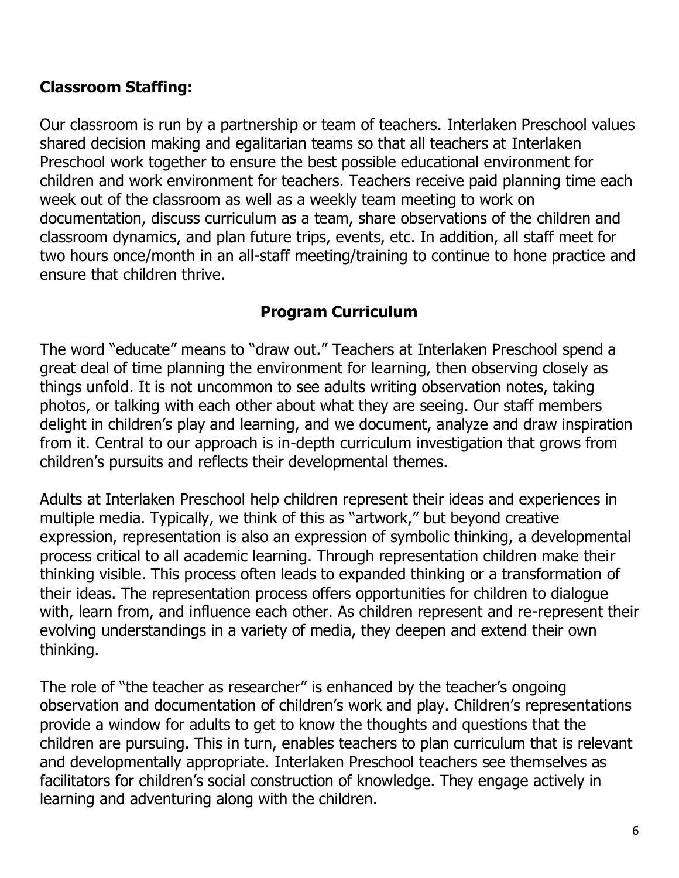**Classroom Staffing:**

Our classroom is run by a partnership or team of teachers. Interlaken Preschool values shared decision making and egalitarian teams so that all teachers at Interlaken Preschool work together to ensure the best possible educational environment for children and work environment for teachers. Teachers receive paid planning time each week out of the classroom as well as a weekly team meeting to work on documentation, discuss curriculum as a team, share observations of the children and classroom dynamics, and plan future trips, events, etc. In addition, all staff meet for two hours once/month in an all-staff meeting/training to continue to hone practice and ensure that children thrive.

## Program Curriculum

The word "educate" means to "draw out." Teachers at Interlaken Preschool spend a great deal of time planning the environment for learning, then observing closely as things unfold. It is not uncommon to see adults writing observation notes, taking photos, or talking with each other about what they are seeing. Our staff members delight in children's play and learning, and we document, analyze and draw inspiration from it. Central to our approach is in-depth curriculum investigation that grows from children's pursuits and reflects their developmental themes.

Adults at Interlaken Preschool help children represent their ideas and experiences in multiple media. Typically, we think of this as "artwork," but beyond creative expression, representation is also an expression of symbolic thinking, a developmental process critical to all academic learning. Through representation children make their thinking visible. This process often leads to expanded thinking or a transformation of their ideas. The representation process offers opportunities for children to dialogue with, learn from, and influence each other. As children represent and re-represent their evolving understandings in a variety of media, they deepen and extend their own thinking.

The role of "the teacher as researcher" is enhanced by the teacher's ongoing observation and documentation of children's work and play. Children's representations provide a window for adults to get to know the thoughts and questions that the children are pursuing. This in turn, enables teachers to plan curriculum that is relevant and developmentally appropriate. Interlaken Preschool teachers see themselves as facilitators for children's social construction of knowledge. They engage actively in learning and adventuring along with the children.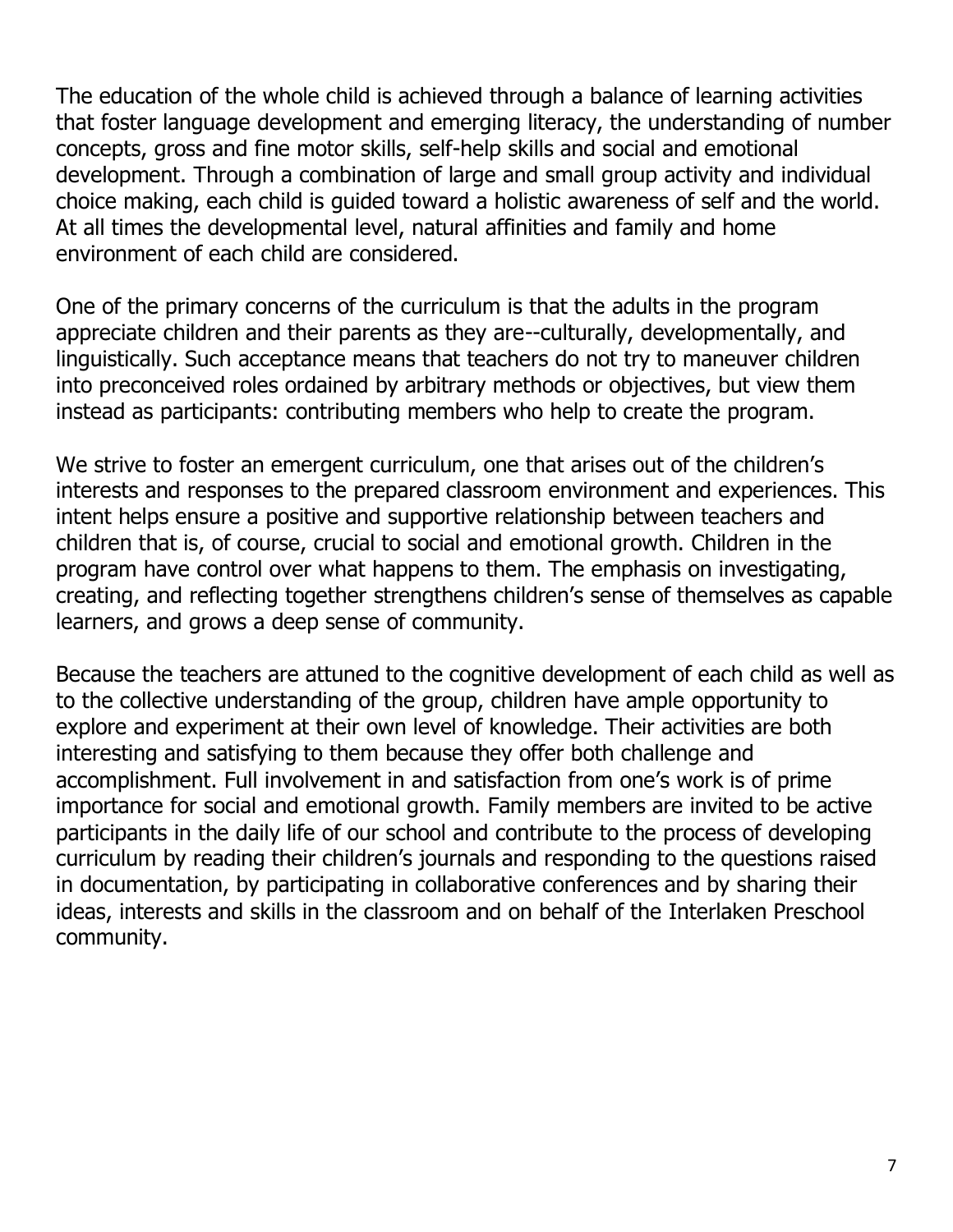The education of the whole child is achieved through a balance of learning activities that foster language development and emerging literacy, the understanding of number concepts, gross and fine motor skills, self-help skills and social and emotional development. Through a combination of large and small group activity and individual choice making, each child is guided toward a holistic awareness of self and the world. At all times the developmental level, natural affinities and family and home environment of each child are considered.

One of the primary concerns of the curriculum is that the adults in the program appreciate children and their parents as they are--culturally, developmentally, and linguistically. Such acceptance means that teachers do not try to maneuver children into preconceived roles ordained by arbitrary methods or objectives, but view them instead as participants: contributing members who help to create the program.

We strive to foster an emergent curriculum, one that arises out of the children's interests and responses to the prepared classroom environment and experiences. This intent helps ensure a positive and supportive relationship between teachers and children that is, of course, crucial to social and emotional growth. Children in the program have control over what happens to them. The emphasis on investigating, creating, and reflecting together strengthens children's sense of themselves as capable learners, and grows a deep sense of community.

Because the teachers are attuned to the cognitive development of each child as well as to the collective understanding of the group, children have ample opportunity to explore and experiment at their own level of knowledge. Their activities are both interesting and satisfying to them because they offer both challenge and accomplishment. Full involvement in and satisfaction from one's work is of prime importance for social and emotional growth. Family members are invited to be active participants in the daily life of our school and contribute to the process of developing curriculum by reading their children's journals and responding to the questions raised in documentation, by participating in collaborative conferences and by sharing their ideas, interests and skills in the classroom and on behalf of the Interlaken Preschool community.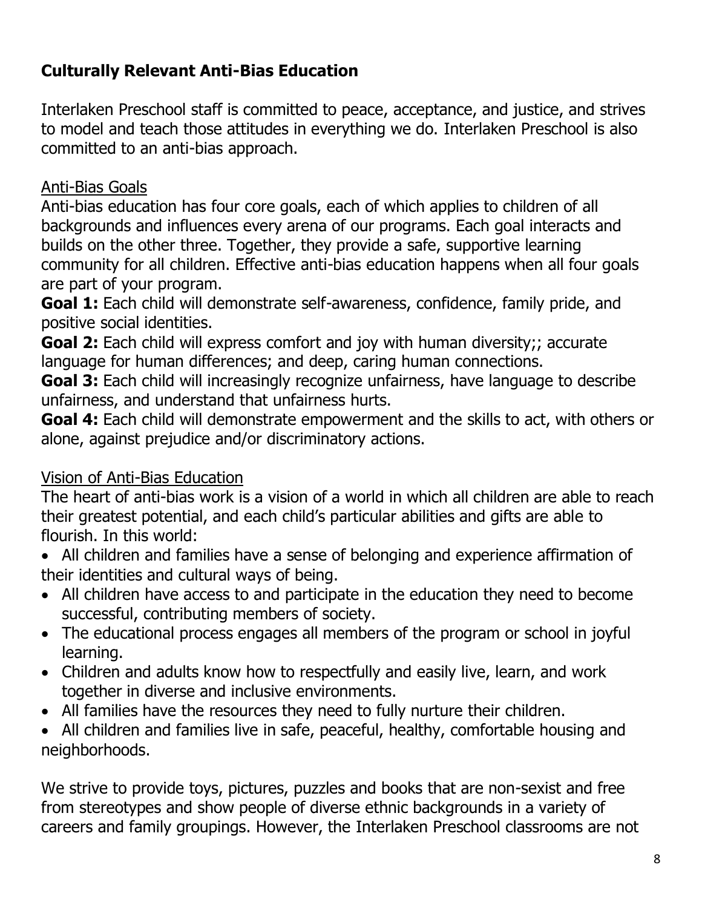## Culturally Relevant Anti-Bias Education

Interlaken Preschool staff is committed to peace, acceptance, and justice, and strives to model and teach those attitudes in everything we do. Interlaken Preschool is also committed to an anti-bias approach.

### Anti-Bias Goals

Anti-bias education has four core goals, each of which applies to children of all backgrounds and influences every arena of our programs. Each goal interacts and builds on the other three. Together, they provide a safe, supportive learning community for all children. Effective anti-bias education happens when all four goals are part of your program.

**Goal 1:** Each child will demonstrate self-awareness, confidence, family pride, and positive social identities.

**Goal 2:** Each child will express comfort and joy with human diversity;; accurate language for human differences; and deep, caring human connections.

**Goal 3:** Each child will increasingly recognize unfairness, have language to describe unfairness, and understand that unfairness hurts.

**Goal 4:** Each child will demonstrate empowerment and the skills to act, with others or alone, against prejudice and/or discriminatory actions.

### Vision of Anti-Bias Education

The heart of anti-bias work is a vision of a world in which all children are able to reach their greatest potential, and each child's particular abilities and gifts are able to flourish. In this world:

- All children and families have a sense of belonging and experience affirmation of their identities and cultural ways of being.
- All children have access to and participate in the education they need to become successful, contributing members of society.
- The educational process engages all members of the program or school in joyful learning.
- Children and adults know how to respectfully and easily live, learn, and work together in diverse and inclusive environments.
- All families have the resources they need to fully nurture their children.
- All children and families live in safe, peaceful, healthy, comfortable housing and neighborhoods.

We strive to provide toys, pictures, puzzles and books that are non-sexist and free from stereotypes and show people of diverse ethnic backgrounds in a variety of careers and family groupings. However, the Interlaken Preschool classrooms are not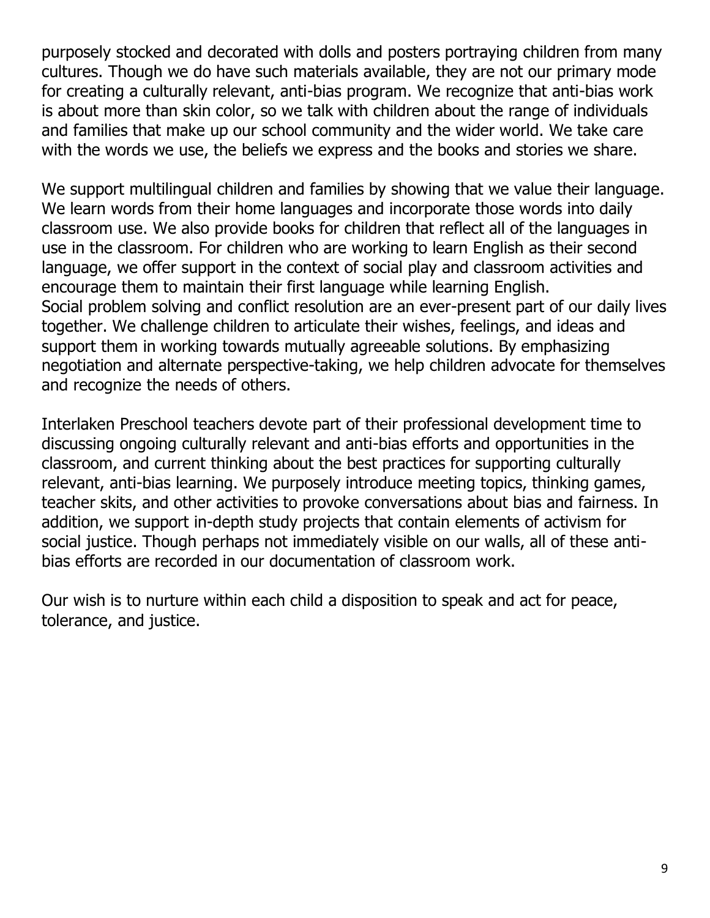purposely stocked and decorated with dolls and posters portraying children from many cultures. Though we do have such materials available, they are not our primary mode for creating a culturally relevant, anti-bias program. We recognize that anti-bias work is about more than skin color, so we talk with children about the range of individuals and families that make up our school community and the wider world. We take care with the words we use, the beliefs we express and the books and stories we share.

We support multilingual children and families by showing that we value their language. We learn words from their home languages and incorporate those words into daily classroom use. We also provide books for children that reflect all of the languages in use in the classroom. For children who are working to learn English as their second language, we offer support in the context of social play and classroom activities and encourage them to maintain their first language while learning English.

Social problem solving and conflict resolution are an ever-present part of our daily lives together. We challenge children to articulate their wishes, feelings, and ideas and support them in working towards mutually agreeable solutions. By emphasizing negotiation and alternate perspective-taking, we help children advocate for themselves and recognize the needs of others.

Interlaken Preschool teachers devote part of their professional development time to discussing ongoing culturally relevant and anti-bias efforts and opportunities in the classroom, and current thinking about the best practices for supporting culturally relevant, anti-bias learning. We purposely introduce meeting topics, thinking games, teacher skits, and other activities to provoke conversations about bias and fairness. In addition, we support in-depth study projects that contain elements of activism for social justice. Though perhaps not immediately visible on our walls, all of these anti-bias efforts are recorded in our documentation of classroom work.

Our wish is to nurture within each child a disposition to speak and act for peace, tolerance, and justice.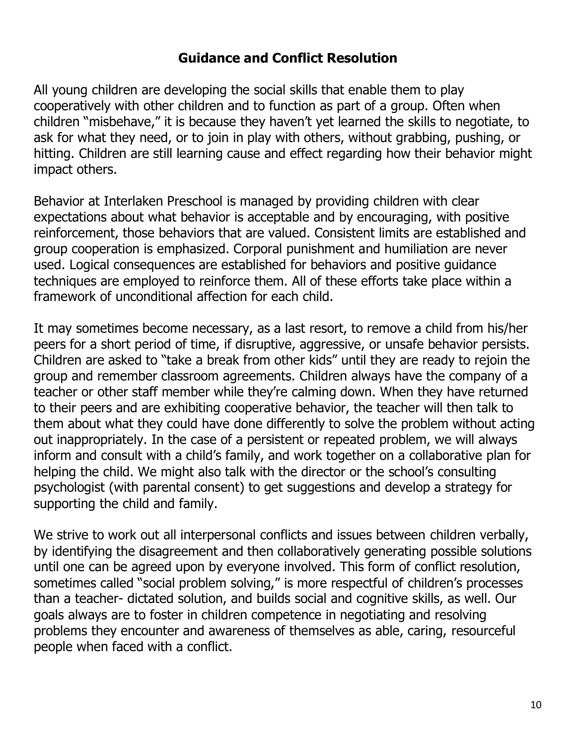## Guidance and Conflict Resolution

All young children are developing the social skills that enable them to play cooperatively with other children and to function as part of a group. Often when children "misbehave," it is because they haven't yet learned the skills to negotiate, to ask for what they need, or to join in play with others, without grabbing, pushing, or hitting. Children are still learning cause and effect regarding how their behavior might impact others.

Behavior at Interlaken Preschool is managed by providing children with clear expectations about what behavior is acceptable and by encouraging, with positive reinforcement, those behaviors that are valued. Consistent limits are established and group cooperation is emphasized. Corporal punishment and humiliation are never used. Logical consequences are established for behaviors and positive guidance techniques are employed to reinforce them. All of these efforts take place within a framework of unconditional affection for each child.

It may sometimes become necessary, as a last resort, to remove a child from his/her peers for a short period of time, if disruptive, aggressive, or unsafe behavior persists. Children are asked to "take a break from other kids" until they are ready to rejoin the group and remember classroom agreements. Children always have the company of a teacher or other staff member while they're calming down. When they have returned to their peers and are exhibiting cooperative behavior, the teacher will then talk to them about what they could have done differently to solve the problem without acting out inappropriately. In the case of a persistent or repeated problem, we will always inform and consult with a child's family, and work together on a collaborative plan for helping the child. We might also talk with the director or the school's consulting psychologist (with parental consent) to get suggestions and develop a strategy for supporting the child and family.

We strive to work out all interpersonal conflicts and issues between children verbally, by identifying the disagreement and then collaboratively generating possible solutions until one can be agreed upon by everyone involved. This form of conflict resolution, sometimes called "social problem solving," is more respectful of children's processes than a teacher- dictated solution, and builds social and cognitive skills, as well. Our goals always are to foster in children competence in negotiating and resolving problems they encounter and awareness of themselves as able, caring, resourceful people when faced with a conflict.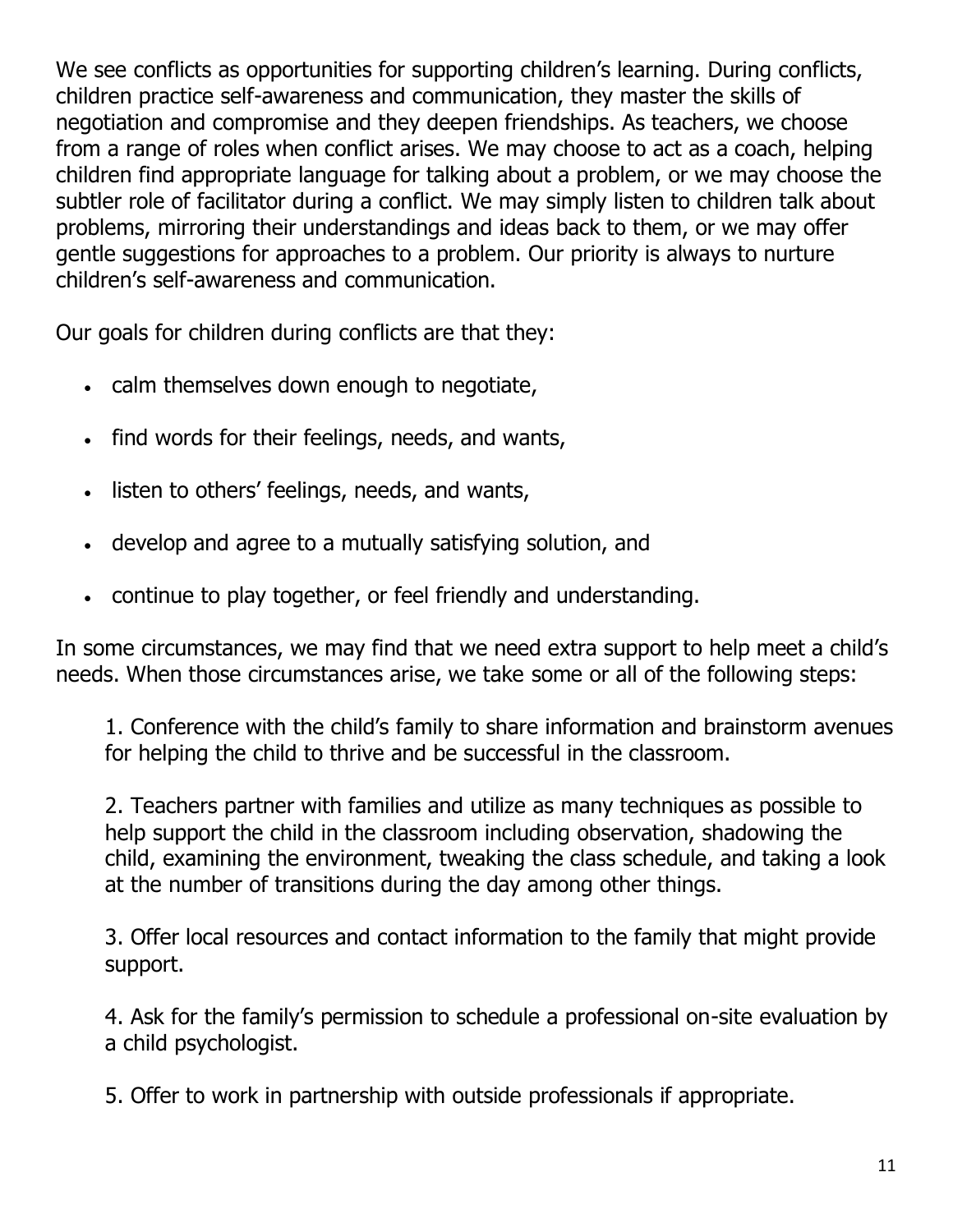We see conflicts as opportunities for supporting children's learning. During conflicts, children practice self-awareness and communication, they master the skills of negotiation and compromise and they deepen friendships. As teachers, we choose from a range of roles when conflict arises. We may choose to act as a coach, helping children find appropriate language for talking about a problem, or we may choose the subtler role of facilitator during a conflict. We may simply listen to children talk about problems, mirroring their understandings and ideas back to them, or we may offer gentle suggestions for approaches to a problem. Our priority is always to nurture children's self-awareness and communication.

Our goals for children during conflicts are that they:

- calm themselves down enough to negotiate,
- find words for their feelings, needs, and wants,
- listen to others' feelings, needs, and wants,
- develop and agree to a mutually satisfying solution, and
- continue to play together, or feel friendly and understanding.

In some circumstances, we may find that we need extra support to help meet a child's needs. When those circumstances arise, we take some or all of the following steps:

1. Conference with the child's family to share information and brainstorm avenues for helping the child to thrive and be successful in the classroom.

2. Teachers partner with families and utilize as many techniques as possible to help support the child in the classroom including observation, shadowing the child, examining the environment, tweaking the class schedule, and taking a look at the number of transitions during the day among other things.

3. Offer local resources and contact information to the family that might provide support.

4. Ask for the family's permission to schedule a professional on-site evaluation by a child psychologist.

5. Offer to work in partnership with outside professionals if appropriate.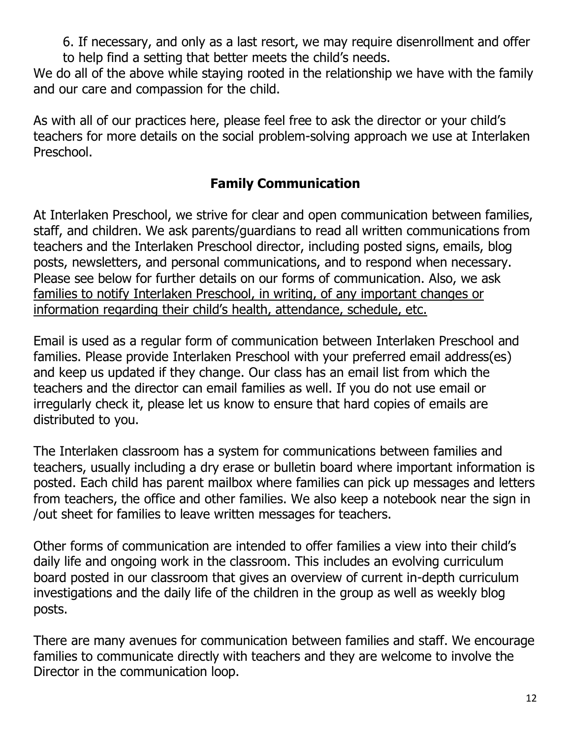6. If necessary, and only as a last resort, we may require disenrollment and offer to help find a setting that better meets the child's needs.

We do all of the above while staying rooted in the relationship we have with the family and our care and compassion for the child.

As with all of our practices here, please feel free to ask the director or your child's teachers for more details on the social problem-solving approach we use at Interlaken Preschool.

## Family Communication

At Interlaken Preschool, we strive for clear and open communication between families, staff, and children. We ask parents/guardians to read all written communications from teachers and the Interlaken Preschool director, including posted signs, emails, blog posts, newsletters, and personal communications, and to respond when necessary. Please see below for further details on our forms of communication. Also, we ask <u>families to notify Interlaken Preschool, in writing, of any important changes or information regarding their child's health, attendance, schedule, etc.</u>

Email is used as a regular form of communication between Interlaken Preschool and families. Please provide Interlaken Preschool with your preferred email address(es) and keep us updated if they change. Our class has an email list from which the teachers and the director can email families as well. If you do not use email or irregularly check it, please let us know to ensure that hard copies of emails are distributed to you.

The Interlaken classroom has a system for communications between families and teachers, usually including a dry erase or bulletin board where important information is posted. Each child has parent mailbox where families can pick up messages and letters from teachers, the office and other families. We also keep a notebook near the sign in /out sheet for families to leave written messages for teachers.

Other forms of communication are intended to offer families a view into their child's daily life and ongoing work in the classroom. This includes an evolving curriculum board posted in our classroom that gives an overview of current in-depth curriculum investigations and the daily life of the children in the group as well as weekly blog posts.

There are many avenues for communication between families and staff. We encourage families to communicate directly with teachers and they are welcome to involve the Director in the communication loop.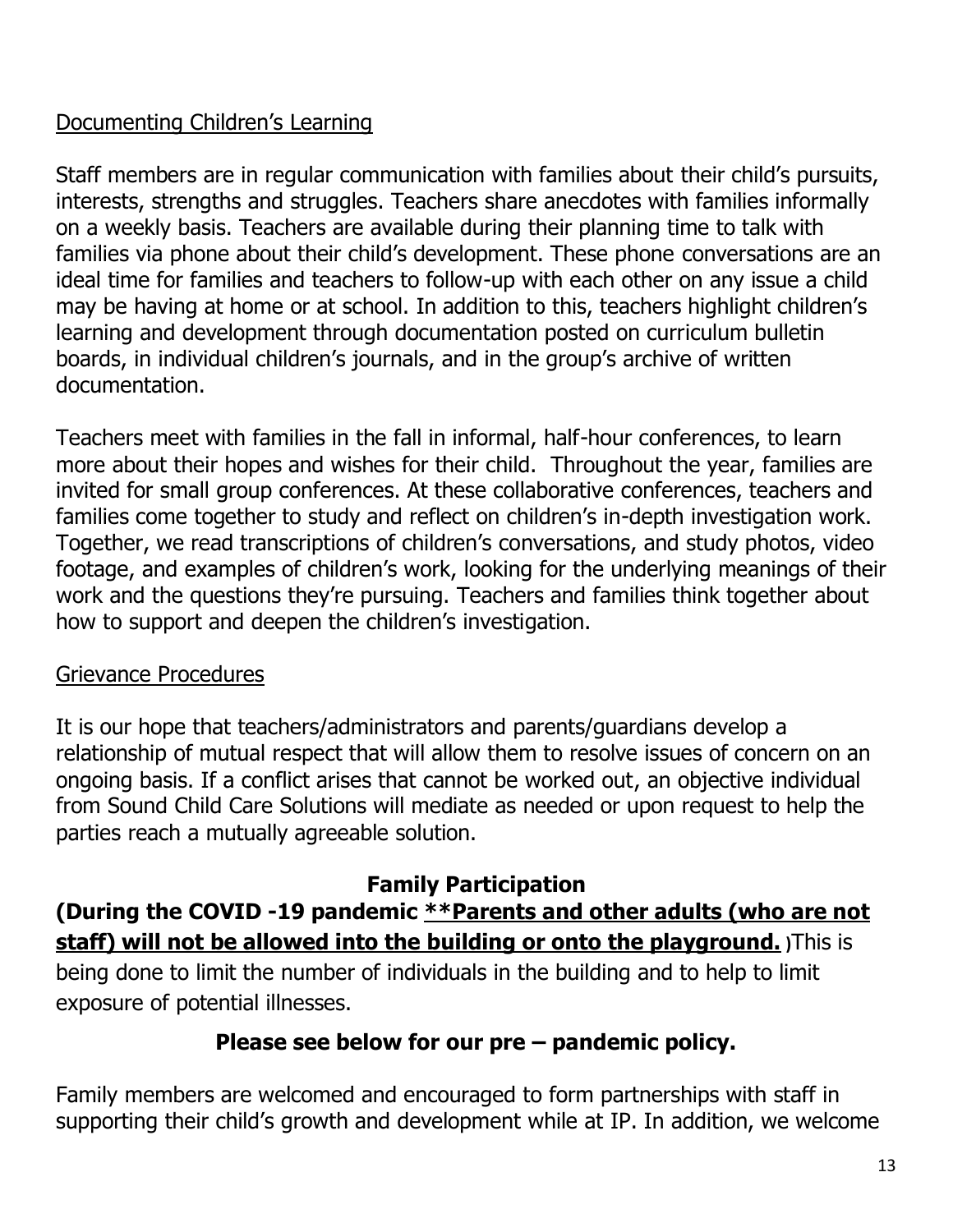## Documenting Children's Learning

Staff members are in regular communication with families about their child's pursuits, interests, strengths and struggles. Teachers share anecdotes with families informally on a weekly basis. Teachers are available during their planning time to talk with families via phone about their child's development. These phone conversations are an ideal time for families and teachers to follow-up with each other on any issue a child may be having at home or at school. In addition to this, teachers highlight children's learning and development through documentation posted on curriculum bulletin boards, in individual children's journals, and in the group's archive of written documentation.

Teachers meet with families in the fall in informal, half-hour conferences, to learn more about their hopes and wishes for their child. Throughout the year, families are invited for small group conferences. At these collaborative conferences, teachers and families come together to study and reflect on children's in-depth investigation work. Together, we read transcriptions of children's conversations, and study photos, video footage, and examples of children's work, looking for the underlying meanings of their work and the questions they're pursuing. Teachers and families think together about how to support and deepen the children's investigation.

## Grievance Procedures

It is our hope that teachers/administrators and parents/guardians develop a relationship of mutual respect that will allow them to resolve issues of concern on an ongoing basis. If a conflict arises that cannot be worked out, an objective individual from Sound Child Care Solutions will mediate as needed or upon request to help the parties reach a mutually agreeable solution.

## Family Participation

**(During the COVID -19 pandemic <u>**Parents and other adults (who are not staff) will not be allowed into the building or onto the playground.</u>** )This is being done to limit the number of individuals in the building and to help to limit exposure of potential illnesses.

**Please see below for our pre – pandemic policy.**

Family members are welcomed and encouraged to form partnerships with staff in supporting their child's growth and development while at IP. In addition, we welcome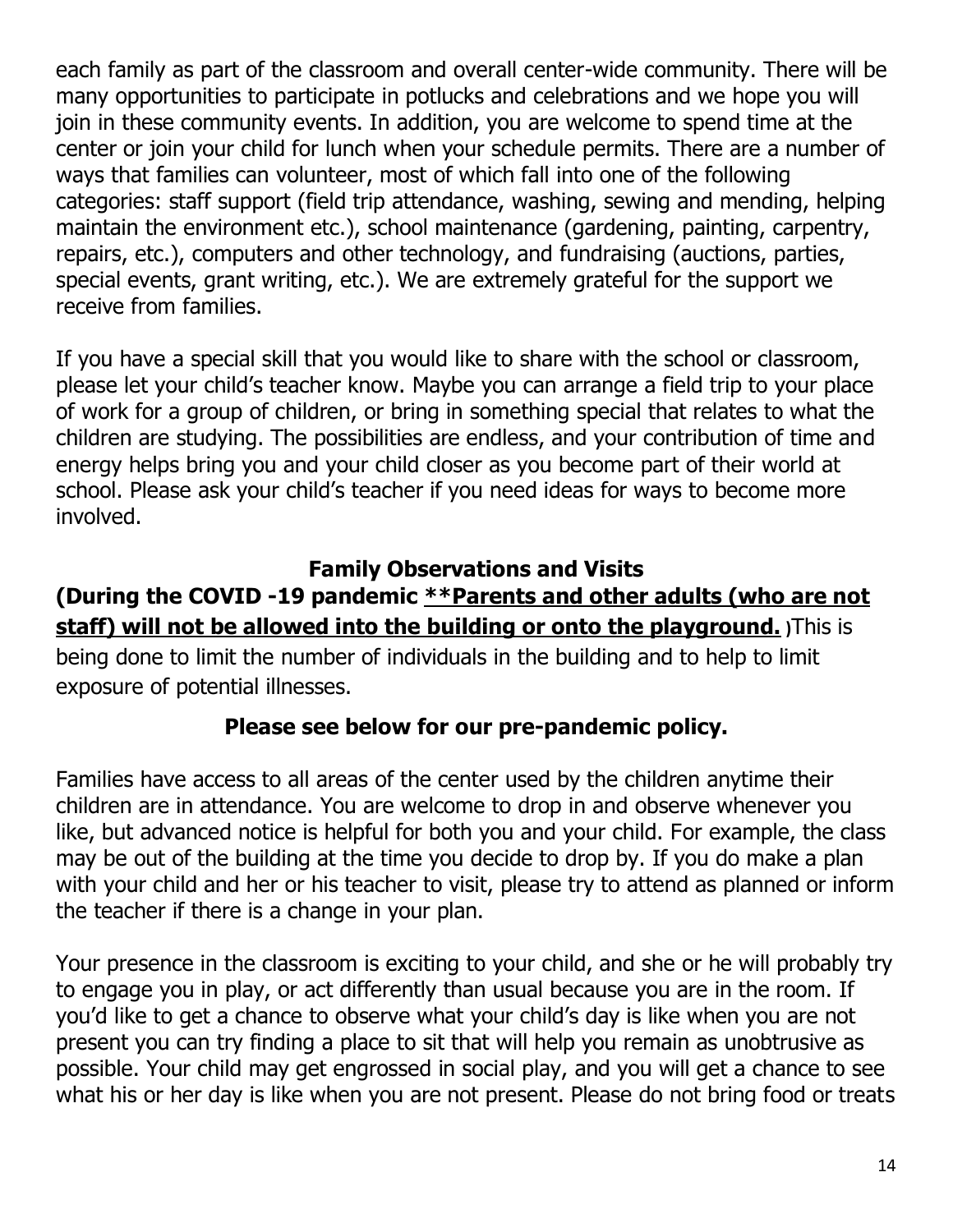each family as part of the classroom and overall center-wide community. There will be many opportunities to participate in potlucks and celebrations and we hope you will join in these community events. In addition, you are welcome to spend time at the center or join your child for lunch when your schedule permits. There are a number of ways that families can volunteer, most of which fall into one of the following categories: staff support (field trip attendance, washing, sewing and mending, helping maintain the environment etc.), school maintenance (gardening, painting, carpentry, repairs, etc.), computers and other technology, and fundraising (auctions, parties, special events, grant writing, etc.). We are extremely grateful for the support we receive from families.

If you have a special skill that you would like to share with the school or classroom, please let your child's teacher know. Maybe you can arrange a field trip to your place of work for a group of children, or bring in something special that relates to what the children are studying. The possibilities are endless, and your contribution of time and energy helps bring you and your child closer as you become part of their world at school. Please ask your child's teacher if you need ideas for ways to become more involved.

## Family Observations and Visits

**(During the COVID -19 pandemic <u>**Parents and other adults (who are not staff) will not be allowed into the building or onto the playground.</u>** )This is being done to limit the number of individuals in the building and to help to limit exposure of potential illnesses.

**Please see below for our pre-pandemic policy.**

Families have access to all areas of the center used by the children anytime their children are in attendance. You are welcome to drop in and observe whenever you like, but advanced notice is helpful for both you and your child. For example, the class may be out of the building at the time you decide to drop by. If you do make a plan with your child and her or his teacher to visit, please try to attend as planned or inform the teacher if there is a change in your plan.

Your presence in the classroom is exciting to your child, and she or he will probably try to engage you in play, or act differently than usual because you are in the room. If you'd like to get a chance to observe what your child's day is like when you are not present you can try finding a place to sit that will help you remain as unobtrusive as possible. Your child may get engrossed in social play, and you will get a chance to see what his or her day is like when you are not present. Please do not bring food or treats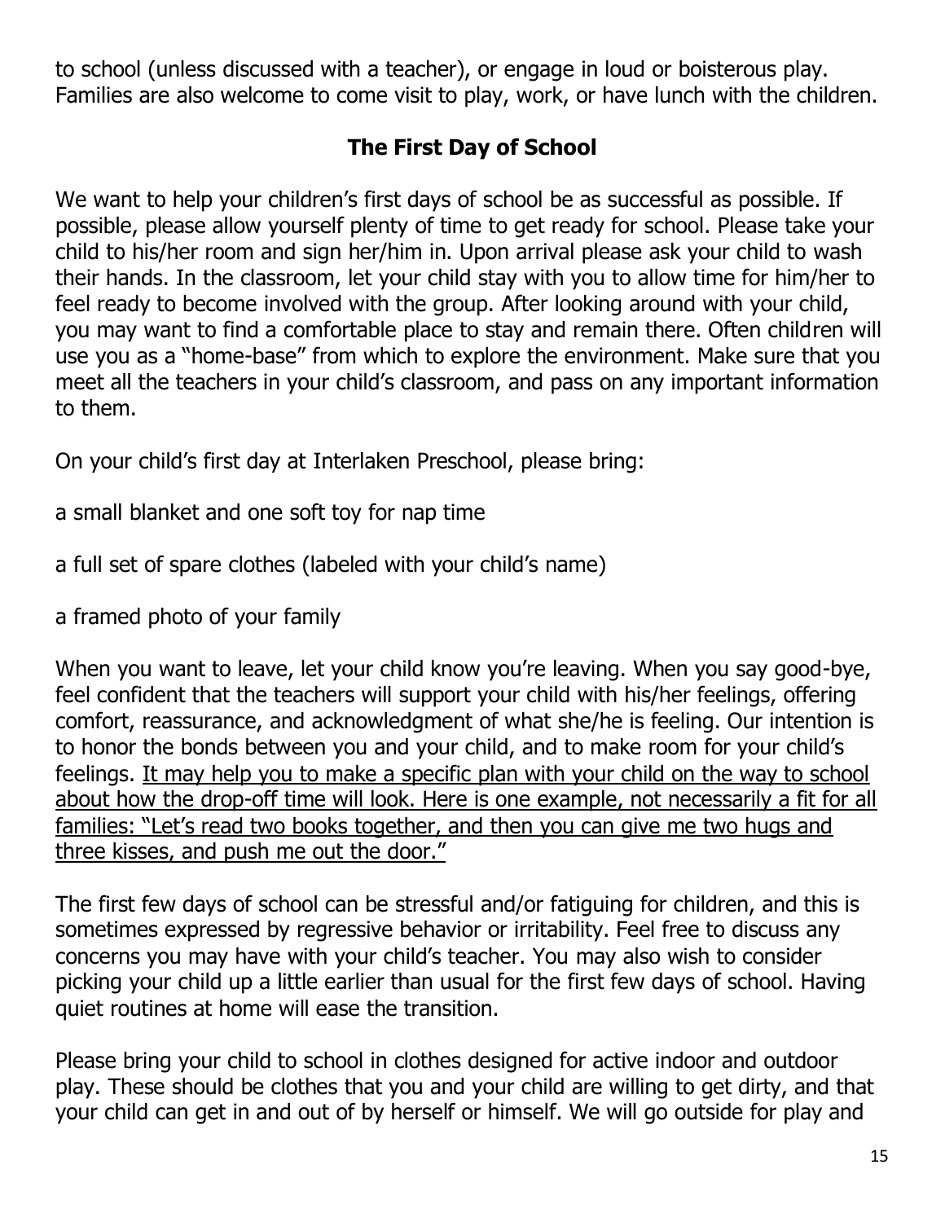to school (unless discussed with a teacher), or engage in loud or boisterous play. Families are also welcome to come visit to play, work, or have lunch with the children.

## The First Day of School

We want to help your children's first days of school be as successful as possible. If possible, please allow yourself plenty of time to get ready for school. Please take your child to his/her room and sign her/him in. Upon arrival please ask your child to wash their hands. In the classroom, let your child stay with you to allow time for him/her to feel ready to become involved with the group. After looking around with your child, you may want to find a comfortable place to stay and remain there. Often children will use you as a "home-base" from which to explore the environment. Make sure that you meet all the teachers in your child's classroom, and pass on any important information to them.

On your child's first day at Interlaken Preschool, please bring:

a small blanket and one soft toy for nap time

a full set of spare clothes (labeled with your child's name)

a framed photo of your family

When you want to leave, let your child know you're leaving. When you say good-bye, feel confident that the teachers will support your child with his/her feelings, offering comfort, reassurance, and acknowledgment of what she/he is feeling. Our intention is to honor the bonds between you and your child, and to make room for your child's feelings. <u>It may help you to make a specific plan with your child on the way to school about how the drop-off time will look. Here is one example, not necessarily a fit for all families: "Let's read two books together, and then you can give me two hugs and three kisses, and push me out the door."</u>

The first few days of school can be stressful and/or fatiguing for children, and this is sometimes expressed by regressive behavior or irritability. Feel free to discuss any concerns you may have with your child's teacher. You may also wish to consider picking your child up a little earlier than usual for the first few days of school. Having quiet routines at home will ease the transition.

Please bring your child to school in clothes designed for active indoor and outdoor play. These should be clothes that you and your child are willing to get dirty, and that your child can get in and out of by herself or himself. We will go outside for play and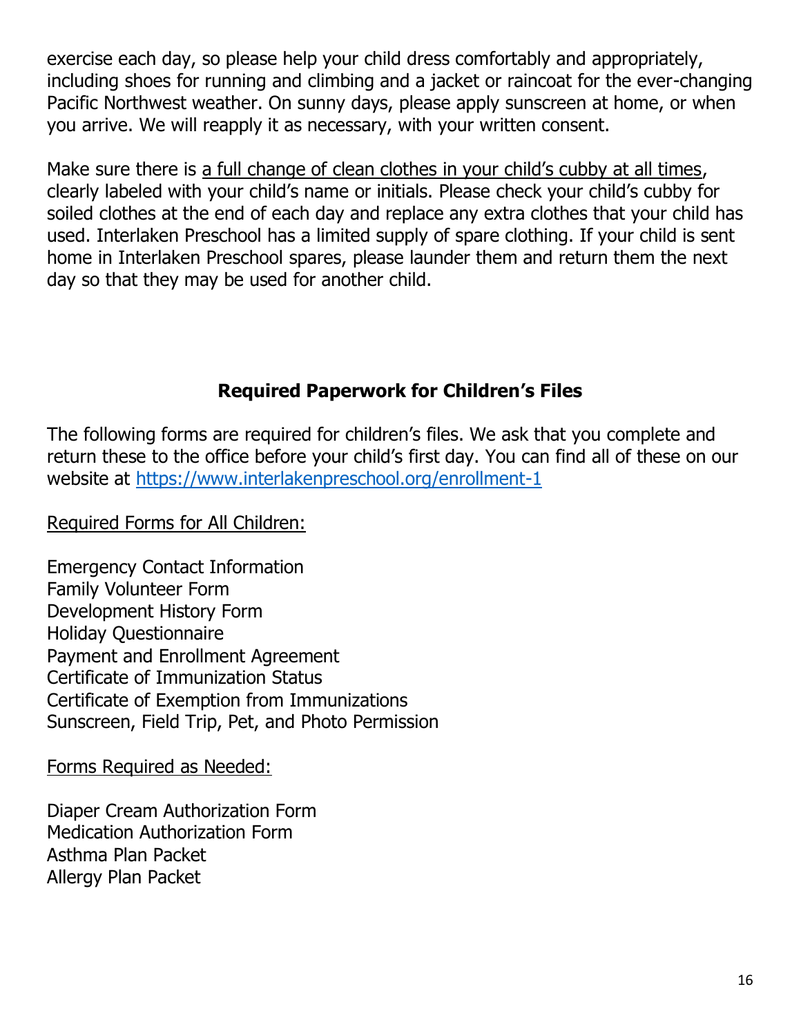exercise each day, so please help your child dress comfortably and appropriately, including shoes for running and climbing and a jacket or raincoat for the ever-changing Pacific Northwest weather. On sunny days, please apply sunscreen at home, or when you arrive. We will reapply it as necessary, with your written consent.

Make sure there is <u>a full change of clean clothes in your child's cubby at all times</u>, clearly labeled with your child's name or initials. Please check your child's cubby for soiled clothes at the end of each day and replace any extra clothes that your child has used. Interlaken Preschool has a limited supply of spare clothing. If your child is sent home in Interlaken Preschool spares, please launder them and return them the next day so that they may be used for another child.

## Required Paperwork for Children's Files

The following forms are required for children's files. We ask that you complete and return these to the office before your child's first day. You can find all of these on our website at [https://www.interlakenpreschool.org/enrollment-1](https://www.interlakenpreschool.org/enrollment-1)

<u>Required Forms for All Children:</u>

Emergency Contact Information
Family Volunteer Form
Development History Form
Holiday Questionnaire
Payment and Enrollment Agreement
Certificate of Immunization Status
Certificate of Exemption from Immunizations
Sunscreen, Field Trip, Pet, and Photo Permission

<u>Forms Required as Needed:</u>

Diaper Cream Authorization Form
Medication Authorization Form
Asthma Plan Packet
Allergy Plan Packet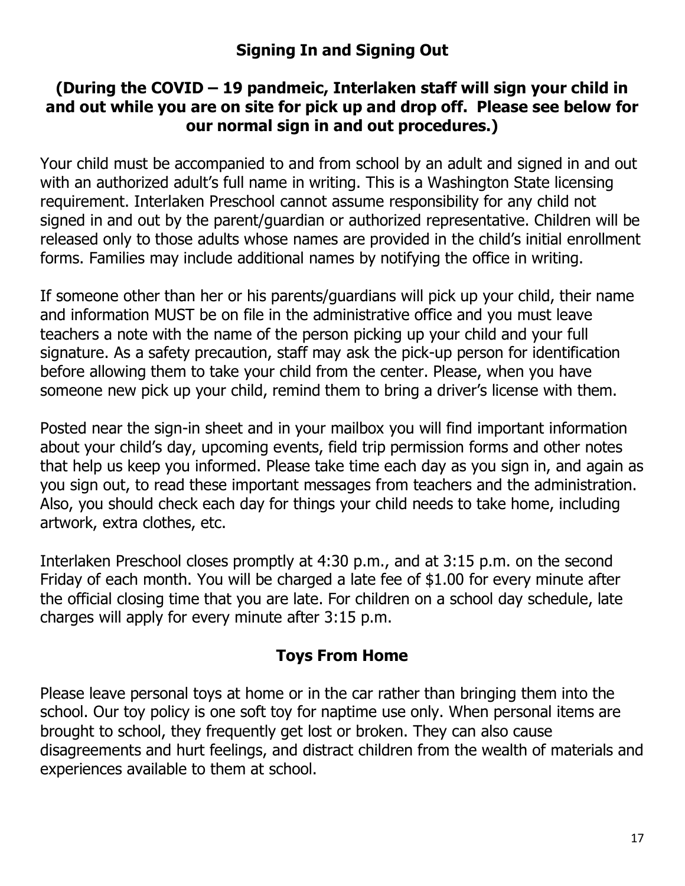## Signing In and Signing Out

**(During the COVID – 19 pandmeic, Interlaken staff will sign your child in and out while you are on site for pick up and drop off. Please see below for our normal sign in and out procedures.)**

Your child must be accompanied to and from school by an adult and signed in and out with an authorized adult's full name in writing. This is a Washington State licensing requirement. Interlaken Preschool cannot assume responsibility for any child not signed in and out by the parent/guardian or authorized representative. Children will be released only to those adults whose names are provided in the child's initial enrollment forms. Families may include additional names by notifying the office in writing.

If someone other than her or his parents/guardians will pick up your child, their name and information MUST be on file in the administrative office and you must leave teachers a note with the name of the person picking up your child and your full signature. As a safety precaution, staff may ask the pick-up person for identification before allowing them to take your child from the center. Please, when you have someone new pick up your child, remind them to bring a driver's license with them.

Posted near the sign-in sheet and in your mailbox you will find important information about your child's day, upcoming events, field trip permission forms and other notes that help us keep you informed. Please take time each day as you sign in, and again as you sign out, to read these important messages from teachers and the administration. Also, you should check each day for things your child needs to take home, including artwork, extra clothes, etc.

Interlaken Preschool closes promptly at 4:30 p.m., and at 3:15 p.m. on the second Friday of each month. You will be charged a late fee of $1.00 for every minute after the official closing time that you are late. For children on a school day schedule, late charges will apply for every minute after 3:15 p.m.

## Toys From Home

Please leave personal toys at home or in the car rather than bringing them into the school. Our toy policy is one soft toy for naptime use only. When personal items are brought to school, they frequently get lost or broken. They can also cause disagreements and hurt feelings, and distract children from the wealth of materials and experiences available to them at school.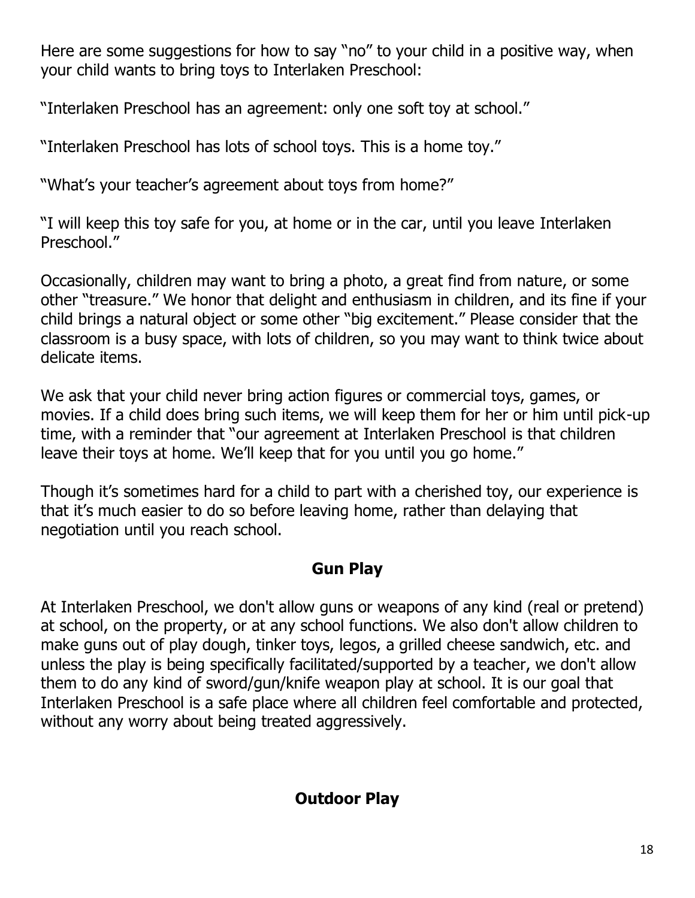Here are some suggestions for how to say "no" to your child in a positive way, when your child wants to bring toys to Interlaken Preschool:

"Interlaken Preschool has an agreement: only one soft toy at school."

"Interlaken Preschool has lots of school toys. This is a home toy."

"What's your teacher's agreement about toys from home?"

"I will keep this toy safe for you, at home or in the car, until you leave Interlaken Preschool."

Occasionally, children may want to bring a photo, a great find from nature, or some other "treasure." We honor that delight and enthusiasm in children, and its fine if your child brings a natural object or some other "big excitement." Please consider that the classroom is a busy space, with lots of children, so you may want to think twice about delicate items.

We ask that your child never bring action figures or commercial toys, games, or movies. If a child does bring such items, we will keep them for her or him until pick-up time, with a reminder that "our agreement at Interlaken Preschool is that children leave their toys at home. We'll keep that for you until you go home."

Though it's sometimes hard for a child to part with a cherished toy, our experience is that it's much easier to do so before leaving home, rather than delaying that negotiation until you reach school.

## Gun Play

At Interlaken Preschool, we don't allow guns or weapons of any kind (real or pretend) at school, on the property, or at any school functions. We also don't allow children to make guns out of play dough, tinker toys, legos, a grilled cheese sandwich, etc. and unless the play is being specifically facilitated/supported by a teacher, we don't allow them to do any kind of sword/gun/knife weapon play at school. It is our goal that Interlaken Preschool is a safe place where all children feel comfortable and protected, without any worry about being treated aggressively.

## Outdoor Play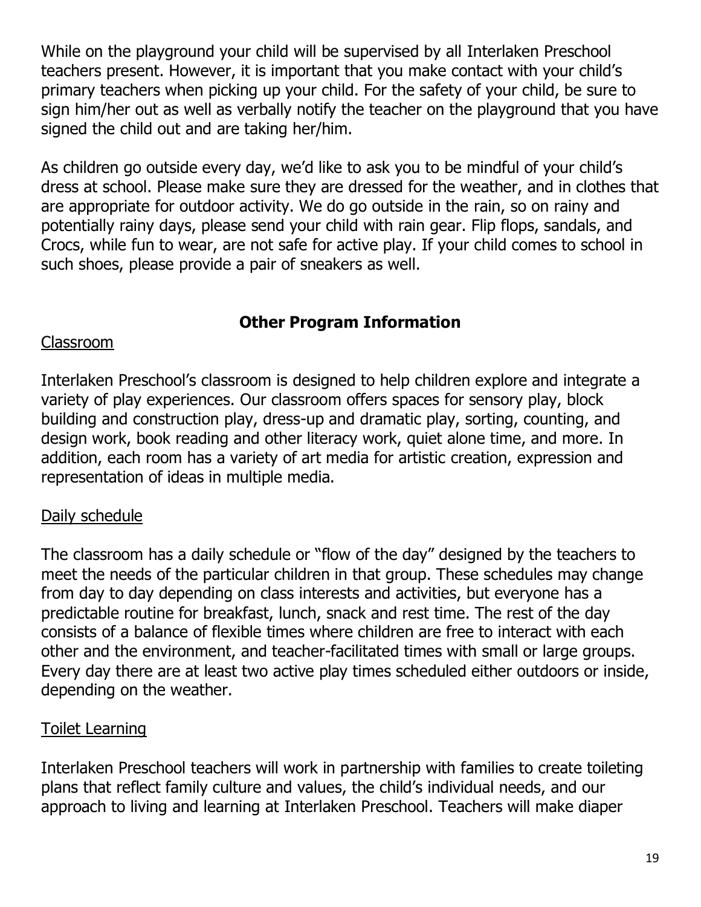While on the playground your child will be supervised by all Interlaken Preschool teachers present. However, it is important that you make contact with your child's primary teachers when picking up your child. For the safety of your child, be sure to sign him/her out as well as verbally notify the teacher on the playground that you have signed the child out and are taking her/him.

As children go outside every day, we'd like to ask you to be mindful of your child's dress at school. Please make sure they are dressed for the weather, and in clothes that are appropriate for outdoor activity. We do go outside in the rain, so on rainy and potentially rainy days, please send your child with rain gear. Flip flops, sandals, and Crocs, while fun to wear, are not safe for active play. If your child comes to school in such shoes, please provide a pair of sneakers as well.

## Other Program Information

### Classroom

Interlaken Preschool's classroom is designed to help children explore and integrate a variety of play experiences. Our classroom offers spaces for sensory play, block building and construction play, dress-up and dramatic play, sorting, counting, and design work, book reading and other literacy work, quiet alone time, and more. In addition, each room has a variety of art media for artistic creation, expression and representation of ideas in multiple media.

### Daily schedule

The classroom has a daily schedule or "flow of the day" designed by the teachers to meet the needs of the particular children in that group. These schedules may change from day to day depending on class interests and activities, but everyone has a predictable routine for breakfast, lunch, snack and rest time. The rest of the day consists of a balance of flexible times where children are free to interact with each other and the environment, and teacher-facilitated times with small or large groups. Every day there are at least two active play times scheduled either outdoors or inside, depending on the weather.

### Toilet Learning

Interlaken Preschool teachers will work in partnership with families to create toileting plans that reflect family culture and values, the child's individual needs, and our approach to living and learning at Interlaken Preschool. Teachers will make diaper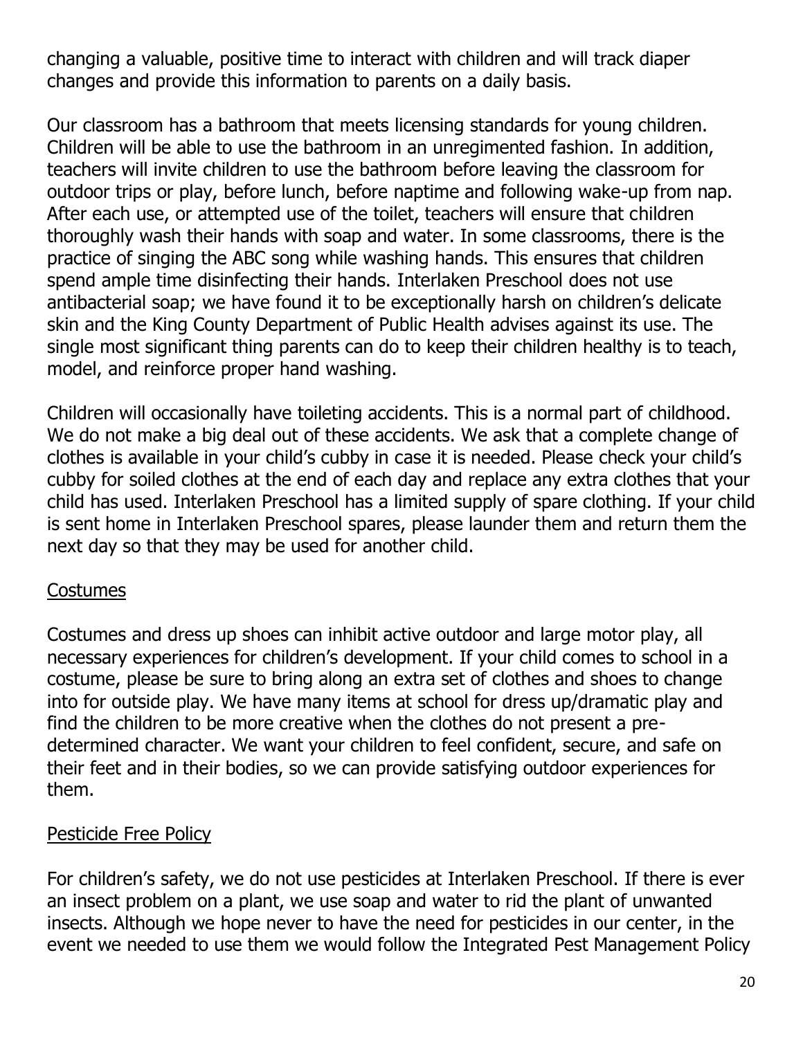changing a valuable, positive time to interact with children and will track diaper changes and provide this information to parents on a daily basis.

Our classroom has a bathroom that meets licensing standards for young children. Children will be able to use the bathroom in an unregimented fashion. In addition, teachers will invite children to use the bathroom before leaving the classroom for outdoor trips or play, before lunch, before naptime and following wake-up from nap. After each use, or attempted use of the toilet, teachers will ensure that children thoroughly wash their hands with soap and water. In some classrooms, there is the practice of singing the ABC song while washing hands. This ensures that children spend ample time disinfecting their hands. Interlaken Preschool does not use antibacterial soap; we have found it to be exceptionally harsh on children's delicate skin and the King County Department of Public Health advises against its use. The single most significant thing parents can do to keep their children healthy is to teach, model, and reinforce proper hand washing.

Children will occasionally have toileting accidents. This is a normal part of childhood. We do not make a big deal out of these accidents. We ask that a complete change of clothes is available in your child's cubby in case it is needed. Please check your child's cubby for soiled clothes at the end of each day and replace any extra clothes that your child has used. Interlaken Preschool has a limited supply of spare clothing. If your child is sent home in Interlaken Preschool spares, please launder them and return them the next day so that they may be used for another child.

## Costumes

Costumes and dress up shoes can inhibit active outdoor and large motor play, all necessary experiences for children's development. If your child comes to school in a costume, please be sure to bring along an extra set of clothes and shoes to change into for outside play. We have many items at school for dress up/dramatic play and find the children to be more creative when the clothes do not present a pre-determined character. We want your children to feel confident, secure, and safe on their feet and in their bodies, so we can provide satisfying outdoor experiences for them.

## Pesticide Free Policy

For children's safety, we do not use pesticides at Interlaken Preschool. If there is ever an insect problem on a plant, we use soap and water to rid the plant of unwanted insects. Although we hope never to have the need for pesticides in our center, in the event we needed to use them we would follow the Integrated Pest Management Policy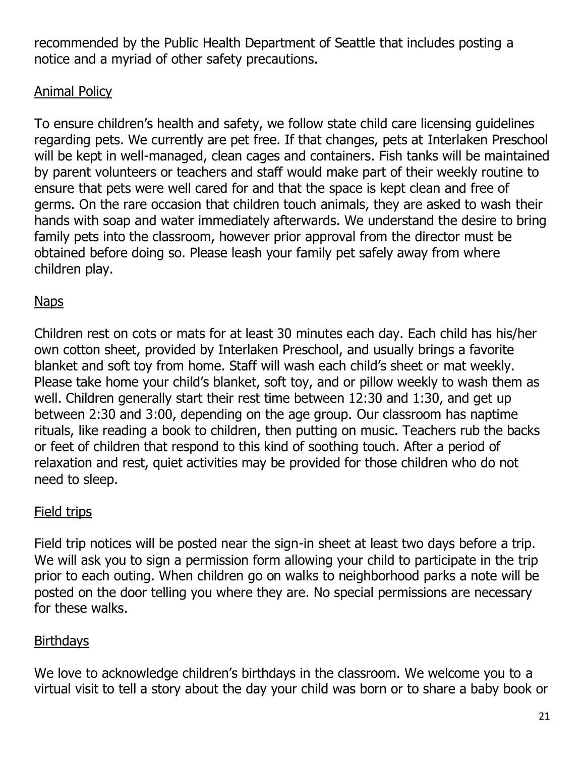recommended by the Public Health Department of Seattle that includes posting a notice and a myriad of other safety precautions.

## Animal Policy

To ensure children's health and safety, we follow state child care licensing guidelines regarding pets. We currently are pet free. If that changes, pets at Interlaken Preschool will be kept in well-managed, clean cages and containers. Fish tanks will be maintained by parent volunteers or teachers and staff would make part of their weekly routine to ensure that pets were well cared for and that the space is kept clean and free of germs. On the rare occasion that children touch animals, they are asked to wash their hands with soap and water immediately afterwards. We understand the desire to bring family pets into the classroom, however prior approval from the director must be obtained before doing so. Please leash your family pet safely away from where children play.

## Naps

Children rest on cots or mats for at least 30 minutes each day. Each child has his/her own cotton sheet, provided by Interlaken Preschool, and usually brings a favorite blanket and soft toy from home. Staff will wash each child's sheet or mat weekly. Please take home your child's blanket, soft toy, and or pillow weekly to wash them as well. Children generally start their rest time between 12:30 and 1:30, and get up between 2:30 and 3:00, depending on the age group. Our classroom has naptime rituals, like reading a book to children, then putting on music. Teachers rub the backs or feet of children that respond to this kind of soothing touch. After a period of relaxation and rest, quiet activities may be provided for those children who do not need to sleep.

## Field trips

Field trip notices will be posted near the sign-in sheet at least two days before a trip. We will ask you to sign a permission form allowing your child to participate in the trip prior to each outing. When children go on walks to neighborhood parks a note will be posted on the door telling you where they are. No special permissions are necessary for these walks.

## Birthdays

We love to acknowledge children's birthdays in the classroom. We welcome you to a virtual visit to tell a story about the day your child was born or to share a baby book or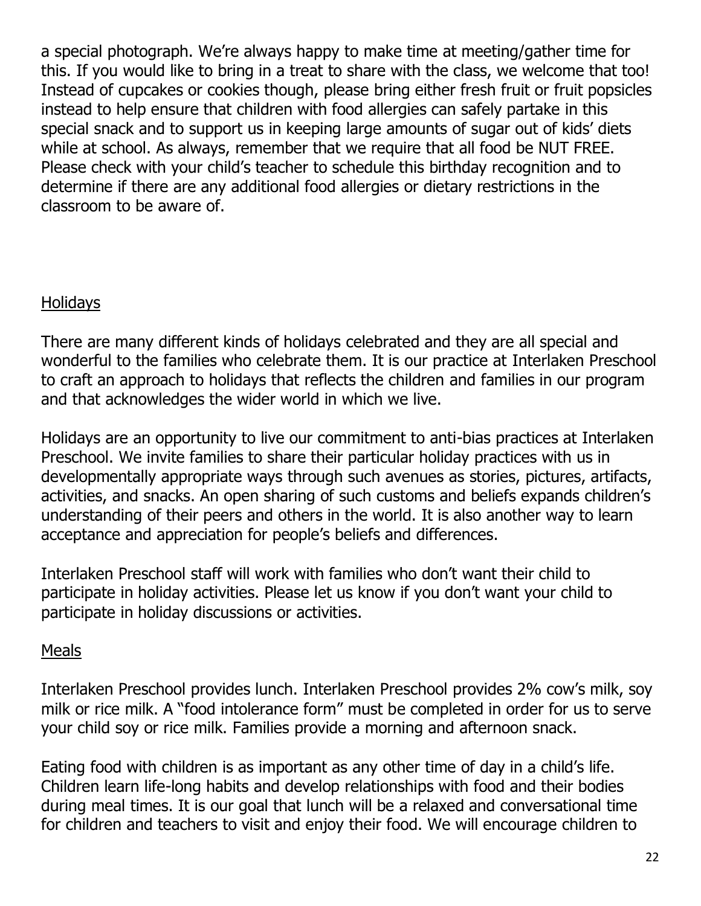a special photograph. We're always happy to make time at meeting/gather time for this. If you would like to bring in a treat to share with the class, we welcome that too! Instead of cupcakes or cookies though, please bring either fresh fruit or fruit popsicles instead to help ensure that children with food allergies can safely partake in this special snack and to support us in keeping large amounts of sugar out of kids' diets while at school. As always, remember that we require that all food be NUT FREE. Please check with your child's teacher to schedule this birthday recognition and to determine if there are any additional food allergies or dietary restrictions in the classroom to be aware of.

## Holidays

There are many different kinds of holidays celebrated and they are all special and wonderful to the families who celebrate them. It is our practice at Interlaken Preschool to craft an approach to holidays that reflects the children and families in our program and that acknowledges the wider world in which we live.

Holidays are an opportunity to live our commitment to anti-bias practices at Interlaken Preschool. We invite families to share their particular holiday practices with us in developmentally appropriate ways through such avenues as stories, pictures, artifacts, activities, and snacks. An open sharing of such customs and beliefs expands children's understanding of their peers and others in the world. It is also another way to learn acceptance and appreciation for people's beliefs and differences.

Interlaken Preschool staff will work with families who don't want their child to participate in holiday activities. Please let us know if you don't want your child to participate in holiday discussions or activities.

## Meals

Interlaken Preschool provides lunch. Interlaken Preschool provides 2% cow's milk, soy milk or rice milk. A "food intolerance form" must be completed in order for us to serve your child soy or rice milk. Families provide a morning and afternoon snack.

Eating food with children is as important as any other time of day in a child's life. Children learn life-long habits and develop relationships with food and their bodies during meal times. It is our goal that lunch will be a relaxed and conversational time for children and teachers to visit and enjoy their food. We will encourage children to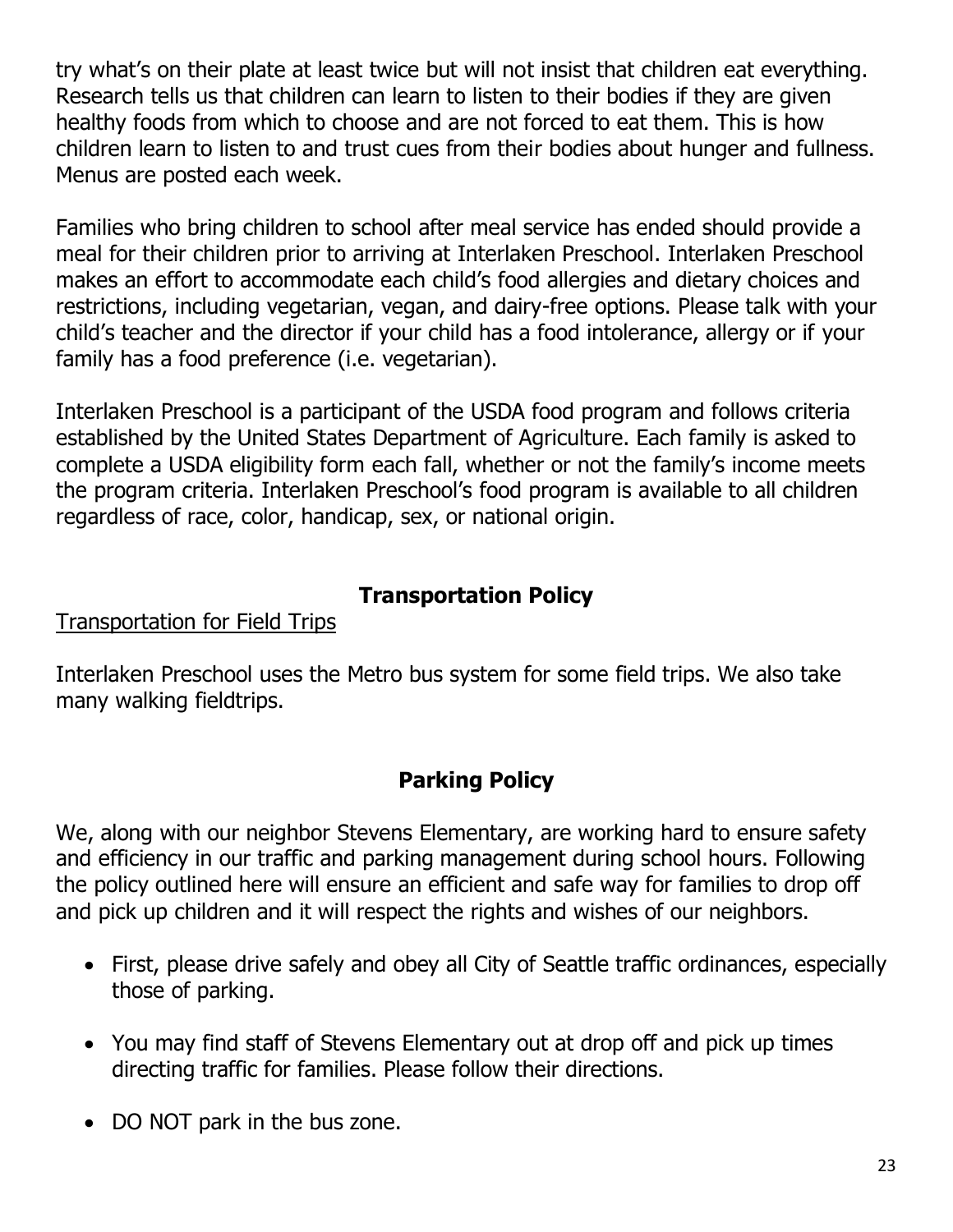try what's on their plate at least twice but will not insist that children eat everything. Research tells us that children can learn to listen to their bodies if they are given healthy foods from which to choose and are not forced to eat them. This is how children learn to listen to and trust cues from their bodies about hunger and fullness. Menus are posted each week.

Families who bring children to school after meal service has ended should provide a meal for their children prior to arriving at Interlaken Preschool. Interlaken Preschool makes an effort to accommodate each child's food allergies and dietary choices and restrictions, including vegetarian, vegan, and dairy-free options. Please talk with your child's teacher and the director if your child has a food intolerance, allergy or if your family has a food preference (i.e. vegetarian).

Interlaken Preschool is a participant of the USDA food program and follows criteria established by the United States Department of Agriculture. Each family is asked to complete a USDA eligibility form each fall, whether or not the family's income meets the program criteria. Interlaken Preschool's food program is available to all children regardless of race, color, handicap, sex, or national origin.

## Transportation Policy

<u>Transportation for Field Trips</u>

Interlaken Preschool uses the Metro bus system for some field trips. We also take many walking fieldtrips.

## Parking Policy

We, along with our neighbor Stevens Elementary, are working hard to ensure safety and efficiency in our traffic and parking management during school hours. Following the policy outlined here will ensure an efficient and safe way for families to drop off and pick up children and it will respect the rights and wishes of our neighbors.

- First, please drive safely and obey all City of Seattle traffic ordinances, especially those of parking.
- You may find staff of Stevens Elementary out at drop off and pick up times directing traffic for families. Please follow their directions.
- DO NOT park in the bus zone.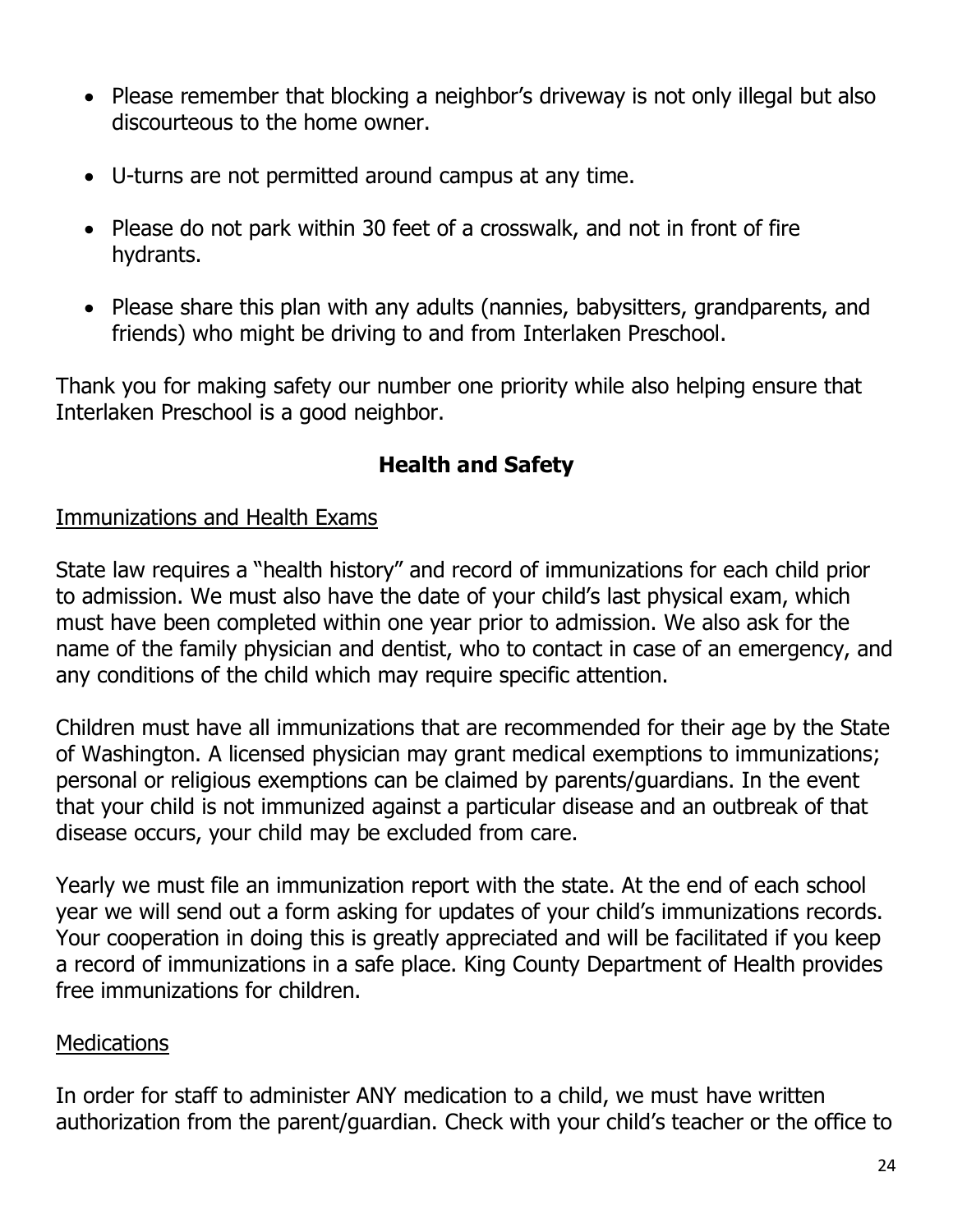- Please remember that blocking a neighbor's driveway is not only illegal but also discourteous to the home owner.

- U-turns are not permitted around campus at any time.

- Please do not park within 30 feet of a crosswalk, and not in front of fire hydrants.

- Please share this plan with any adults (nannies, babysitters, grandparents, and friends) who might be driving to and from Interlaken Preschool.

Thank you for making safety our number one priority while also helping ensure that Interlaken Preschool is a good neighbor.

## Health and Safety

### Immunizations and Health Exams

State law requires a "health history" and record of immunizations for each child prior to admission. We must also have the date of your child's last physical exam, which must have been completed within one year prior to admission. We also ask for the name of the family physician and dentist, who to contact in case of an emergency, and any conditions of the child which may require specific attention.

Children must have all immunizations that are recommended for their age by the State of Washington. A licensed physician may grant medical exemptions to immunizations; personal or religious exemptions can be claimed by parents/guardians. In the event that your child is not immunized against a particular disease and an outbreak of that disease occurs, your child may be excluded from care.

Yearly we must file an immunization report with the state. At the end of each school year we will send out a form asking for updates of your child's immunizations records. Your cooperation in doing this is greatly appreciated and will be facilitated if you keep a record of immunizations in a safe place. King County Department of Health provides free immunizations for children.

### Medications

In order for staff to administer ANY medication to a child, we must have written authorization from the parent/guardian. Check with your child's teacher or the office to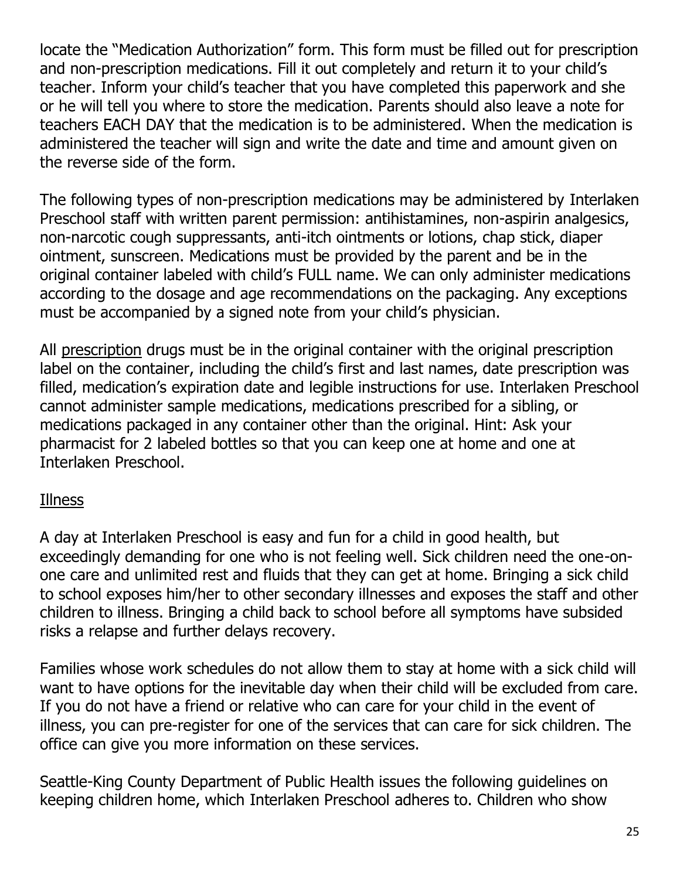locate the "Medication Authorization" form. This form must be filled out for prescription and non-prescription medications. Fill it out completely and return it to your child's teacher. Inform your child's teacher that you have completed this paperwork and she or he will tell you where to store the medication. Parents should also leave a note for teachers EACH DAY that the medication is to be administered. When the medication is administered the teacher will sign and write the date and time and amount given on the reverse side of the form.

The following types of non-prescription medications may be administered by Interlaken Preschool staff with written parent permission: antihistamines, non-aspirin analgesics, non-narcotic cough suppressants, anti-itch ointments or lotions, chap stick, diaper ointment, sunscreen. Medications must be provided by the parent and be in the original container labeled with child's FULL name. We can only administer medications according to the dosage and age recommendations on the packaging. Any exceptions must be accompanied by a signed note from your child's physician.

All <u>prescription</u> drugs must be in the original container with the original prescription label on the container, including the child's first and last names, date prescription was filled, medication's expiration date and legible instructions for use. Interlaken Preschool cannot administer sample medications, medications prescribed for a sibling, or medications packaged in any container other than the original. Hint: Ask your pharmacist for 2 labeled bottles so that you can keep one at home and one at Interlaken Preschool.

## <u>Illness</u>

A day at Interlaken Preschool is easy and fun for a child in good health, but exceedingly demanding for one who is not feeling well. Sick children need the one-on-one care and unlimited rest and fluids that they can get at home. Bringing a sick child to school exposes him/her to other secondary illnesses and exposes the staff and other children to illness. Bringing a child back to school before all symptoms have subsided risks a relapse and further delays recovery.

Families whose work schedules do not allow them to stay at home with a sick child will want to have options for the inevitable day when their child will be excluded from care. If you do not have a friend or relative who can care for your child in the event of illness, you can pre-register for one of the services that can care for sick children. The office can give you more information on these services.

Seattle-King County Department of Public Health issues the following guidelines on keeping children home, which Interlaken Preschool adheres to. Children who show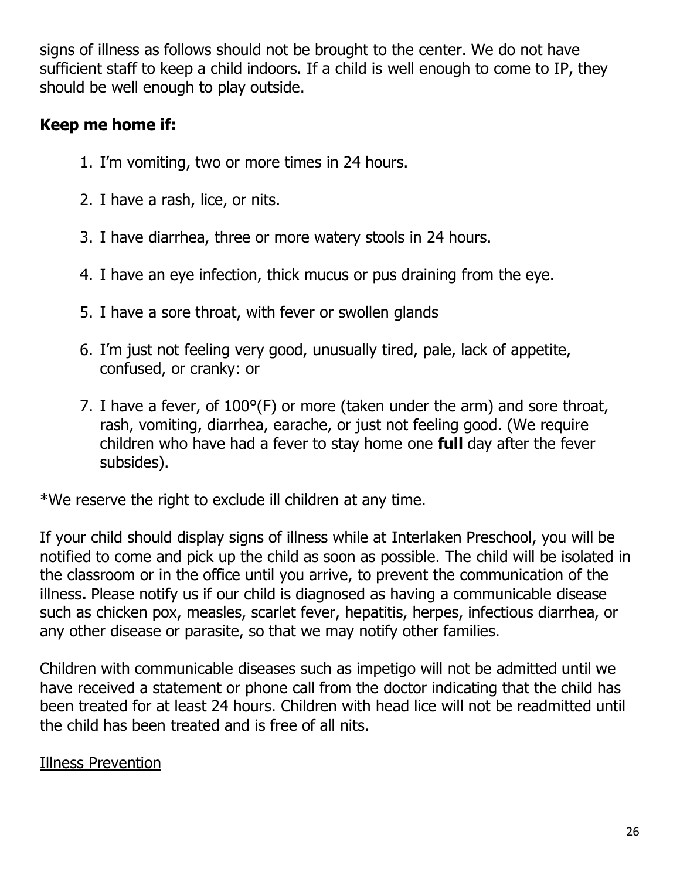signs of illness as follows should not be brought to the center. We do not have sufficient staff to keep a child indoors. If a child is well enough to come to IP, they should be well enough to play outside.

**Keep me home if:**

1. I'm vomiting, two or more times in 24 hours.
2. I have a rash, lice, or nits.
3. I have diarrhea, three or more watery stools in 24 hours.
4. I have an eye infection, thick mucus or pus draining from the eye.
5. I have a sore throat, with fever or swollen glands
6. I'm just not feeling very good, unusually tired, pale, lack of appetite, confused, or cranky: or
7. I have a fever, of 100°(F) or more (taken under the arm) and sore throat, rash, vomiting, diarrhea, earache, or just not feeling good. (We require children who have had a fever to stay home one **full** day after the fever subsides).

*We reserve the right to exclude ill children at any time.

If your child should display signs of illness while at Interlaken Preschool, you will be notified to come and pick up the child as soon as possible. The child will be isolated in the classroom or in the office until you arrive, to prevent the communication of the illness**.** Please notify us if our child is diagnosed as having a communicable disease such as chicken pox, measles, scarlet fever, hepatitis, herpes, infectious diarrhea, or any other disease or parasite, so that we may notify other families.

Children with communicable diseases such as impetigo will not be admitted until we have received a statement or phone call from the doctor indicating that the child has been treated for at least 24 hours. Children with head lice will not be readmitted until the child has been treated and is free of all nits.

<u>Illness Prevention</u>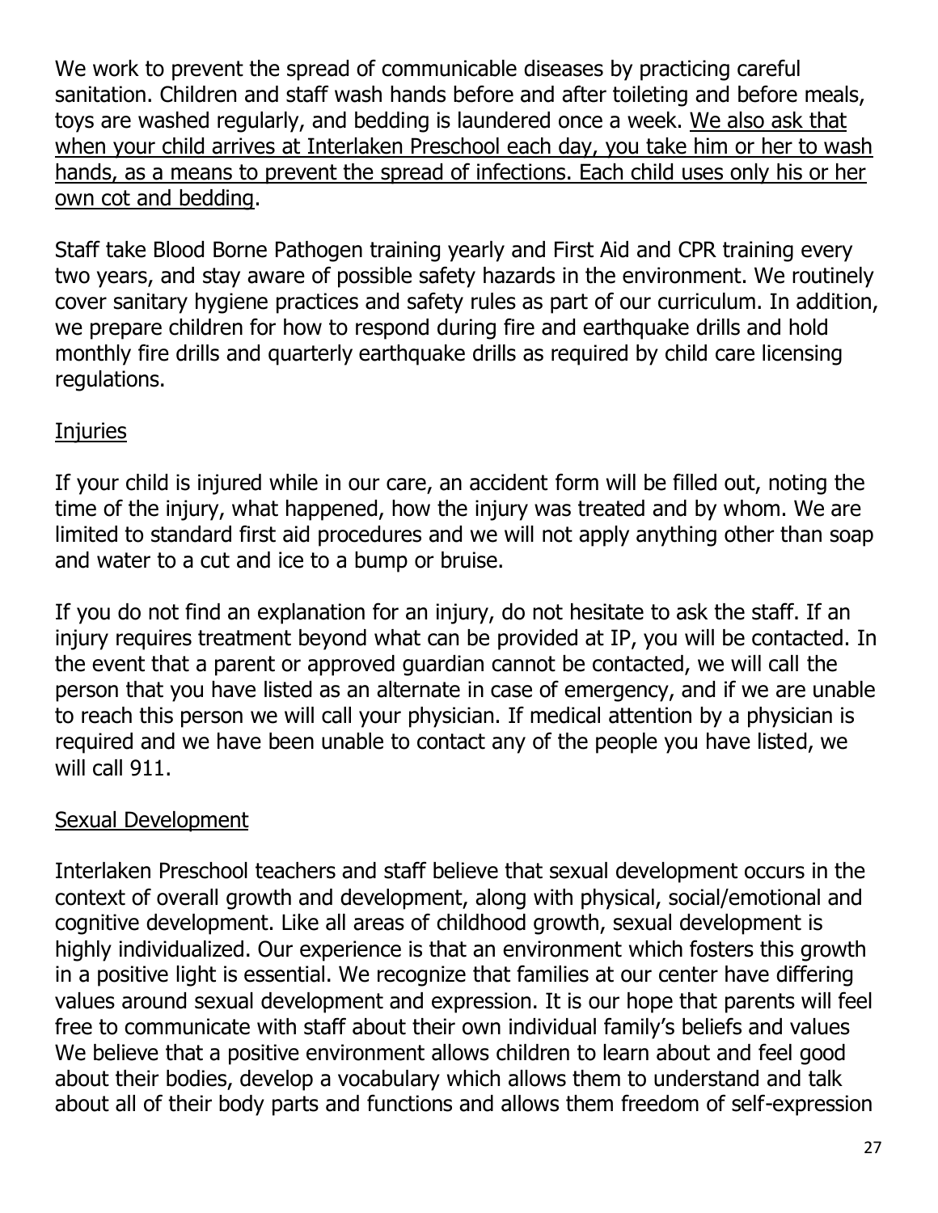We work to prevent the spread of communicable diseases by practicing careful sanitation. Children and staff wash hands before and after toileting and before meals, toys are washed regularly, and bedding is laundered once a week. <u>We also ask that when your child arrives at Interlaken Preschool each day, you take him or her to wash hands, as a means to prevent the spread of infections. Each child uses only his or her own cot and bedding</u>.

Staff take Blood Borne Pathogen training yearly and First Aid and CPR training every two years, and stay aware of possible safety hazards in the environment. We routinely cover sanitary hygiene practices and safety rules as part of our curriculum. In addition, we prepare children for how to respond during fire and earthquake drills and hold monthly fire drills and quarterly earthquake drills as required by child care licensing regulations.

## <u>Injuries</u>

If your child is injured while in our care, an accident form will be filled out, noting the time of the injury, what happened, how the injury was treated and by whom. We are limited to standard first aid procedures and we will not apply anything other than soap and water to a cut and ice to a bump or bruise.

If you do not find an explanation for an injury, do not hesitate to ask the staff. If an injury requires treatment beyond what can be provided at IP, you will be contacted. In the event that a parent or approved guardian cannot be contacted, we will call the person that you have listed as an alternate in case of emergency, and if we are unable to reach this person we will call your physician. If medical attention by a physician is required and we have been unable to contact any of the people you have listed, we will call 911.

## <u>Sexual Development</u>

Interlaken Preschool teachers and staff believe that sexual development occurs in the context of overall growth and development, along with physical, social/emotional and cognitive development. Like all areas of childhood growth, sexual development is highly individualized. Our experience is that an environment which fosters this growth in a positive light is essential. We recognize that families at our center have differing values around sexual development and expression. It is our hope that parents will feel free to communicate with staff about their own individual family's beliefs and values We believe that a positive environment allows children to learn about and feel good about their bodies, develop a vocabulary which allows them to understand and talk about all of their body parts and functions and allows them freedom of self-expression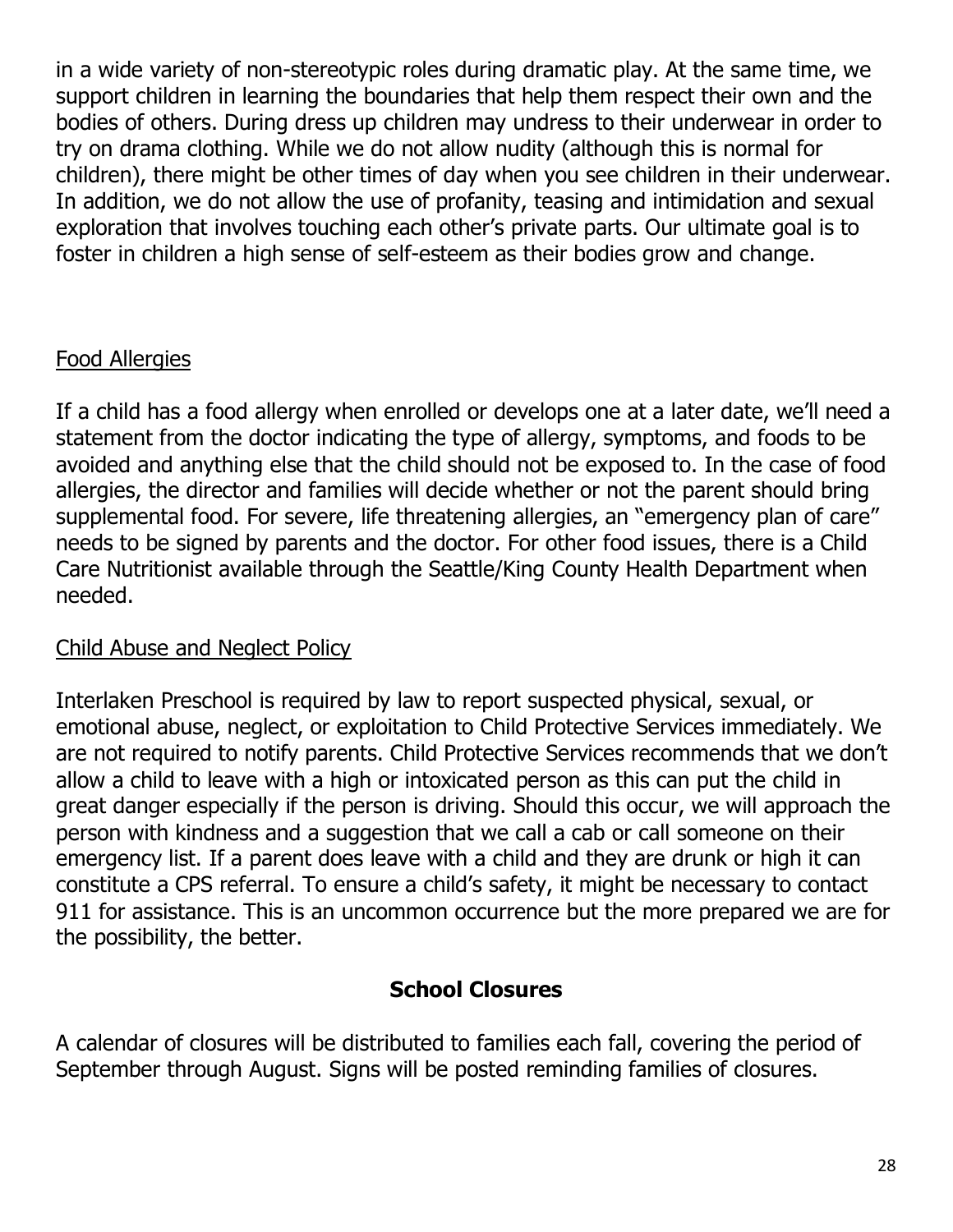in a wide variety of non-stereotypic roles during dramatic play. At the same time, we support children in learning the boundaries that help them respect their own and the bodies of others. During dress up children may undress to their underwear in order to try on drama clothing. While we do not allow nudity (although this is normal for children), there might be other times of day when you see children in their underwear. In addition, we do not allow the use of profanity, teasing and intimidation and sexual exploration that involves touching each other's private parts. Our ultimate goal is to foster in children a high sense of self-esteem as their bodies grow and change.

## Food Allergies

If a child has a food allergy when enrolled or develops one at a later date, we'll need a statement from the doctor indicating the type of allergy, symptoms, and foods to be avoided and anything else that the child should not be exposed to. In the case of food allergies, the director and families will decide whether or not the parent should bring supplemental food. For severe, life threatening allergies, an "emergency plan of care" needs to be signed by parents and the doctor. For other food issues, there is a Child Care Nutritionist available through the Seattle/King County Health Department when needed.

## Child Abuse and Neglect Policy

Interlaken Preschool is required by law to report suspected physical, sexual, or emotional abuse, neglect, or exploitation to Child Protective Services immediately. We are not required to notify parents. Child Protective Services recommends that we don't allow a child to leave with a high or intoxicated person as this can put the child in great danger especially if the person is driving. Should this occur, we will approach the person with kindness and a suggestion that we call a cab or call someone on their emergency list. If a parent does leave with a child and they are drunk or high it can constitute a CPS referral. To ensure a child's safety, it might be necessary to contact 911 for assistance. This is an uncommon occurrence but the more prepared we are for the possibility, the better.

## School Closures

A calendar of closures will be distributed to families each fall, covering the period of September through August. Signs will be posted reminding families of closures.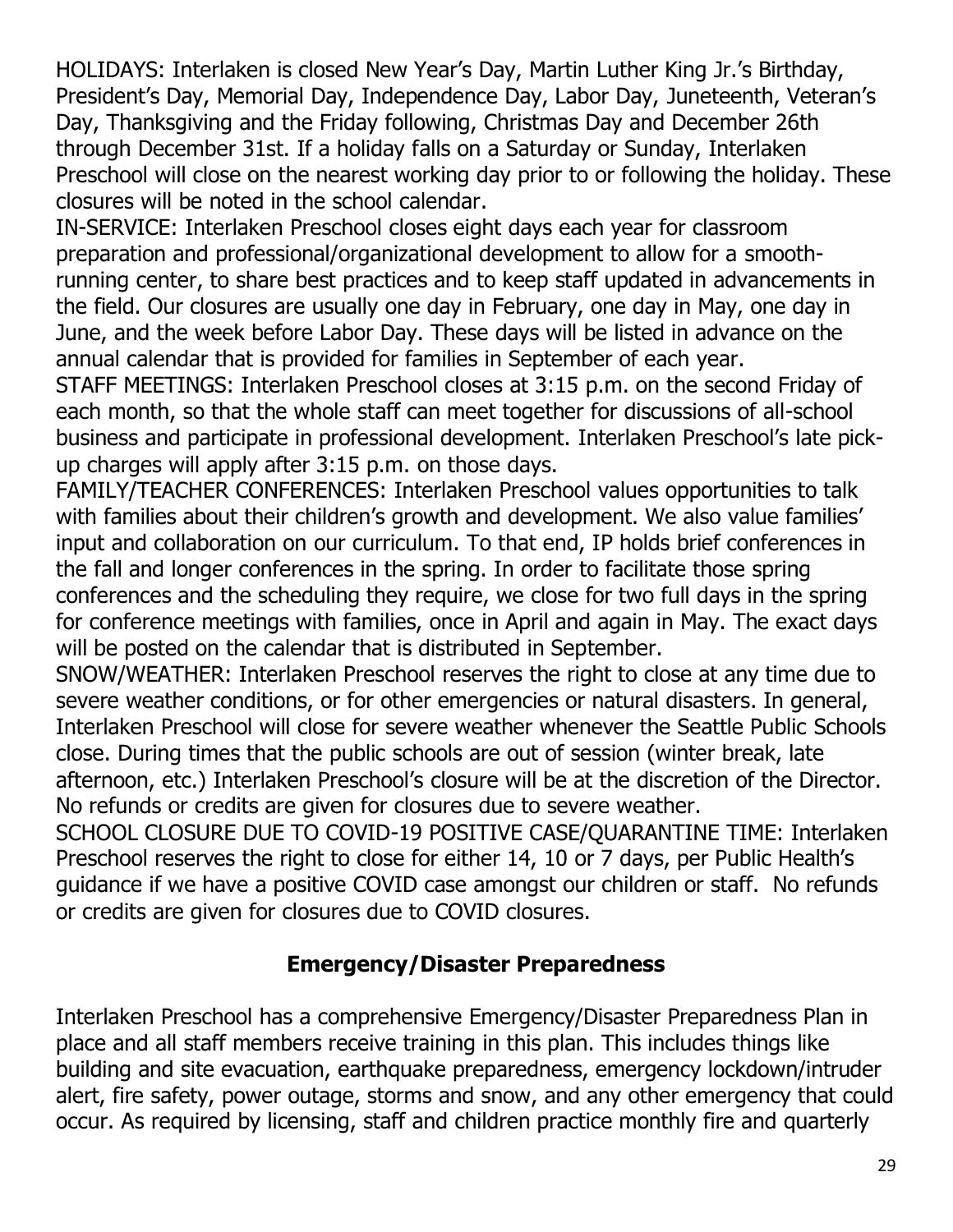HOLIDAYS: Interlaken is closed New Year's Day, Martin Luther King Jr.'s Birthday, President's Day, Memorial Day, Independence Day, Labor Day, Juneteenth, Veteran's Day, Thanksgiving and the Friday following, Christmas Day and December 26th through December 31st. If a holiday falls on a Saturday or Sunday, Interlaken Preschool will close on the nearest working day prior to or following the holiday. These closures will be noted in the school calendar.

IN-SERVICE: Interlaken Preschool closes eight days each year for classroom preparation and professional/organizational development to allow for a smooth-running center, to share best practices and to keep staff updated in advancements in the field. Our closures are usually one day in February, one day in May, one day in June, and the week before Labor Day. These days will be listed in advance on the annual calendar that is provided for families in September of each year.

STAFF MEETINGS: Interlaken Preschool closes at 3:15 p.m. on the second Friday of each month, so that the whole staff can meet together for discussions of all-school business and participate in professional development. Interlaken Preschool's late pick-up charges will apply after 3:15 p.m. on those days.

FAMILY/TEACHER CONFERENCES: Interlaken Preschool values opportunities to talk with families about their children's growth and development. We also value families' input and collaboration on our curriculum. To that end, IP holds brief conferences in the fall and longer conferences in the spring. In order to facilitate those spring conferences and the scheduling they require, we close for two full days in the spring for conference meetings with families, once in April and again in May. The exact days will be posted on the calendar that is distributed in September.

SNOW/WEATHER: Interlaken Preschool reserves the right to close at any time due to severe weather conditions, or for other emergencies or natural disasters. In general, Interlaken Preschool will close for severe weather whenever the Seattle Public Schools close. During times that the public schools are out of session (winter break, late afternoon, etc.) Interlaken Preschool's closure will be at the discretion of the Director. No refunds or credits are given for closures due to severe weather.

SCHOOL CLOSURE DUE TO COVID-19 POSITIVE CASE/QUARANTINE TIME: Interlaken Preschool reserves the right to close for either 14, 10 or 7 days, per Public Health's guidance if we have a positive COVID case amongst our children or staff. No refunds or credits are given for closures due to COVID closures.

## Emergency/Disaster Preparedness

Interlaken Preschool has a comprehensive Emergency/Disaster Preparedness Plan in place and all staff members receive training in this plan. This includes things like building and site evacuation, earthquake preparedness, emergency lockdown/intruder alert, fire safety, power outage, storms and snow, and any other emergency that could occur. As required by licensing, staff and children practice monthly fire and quarterly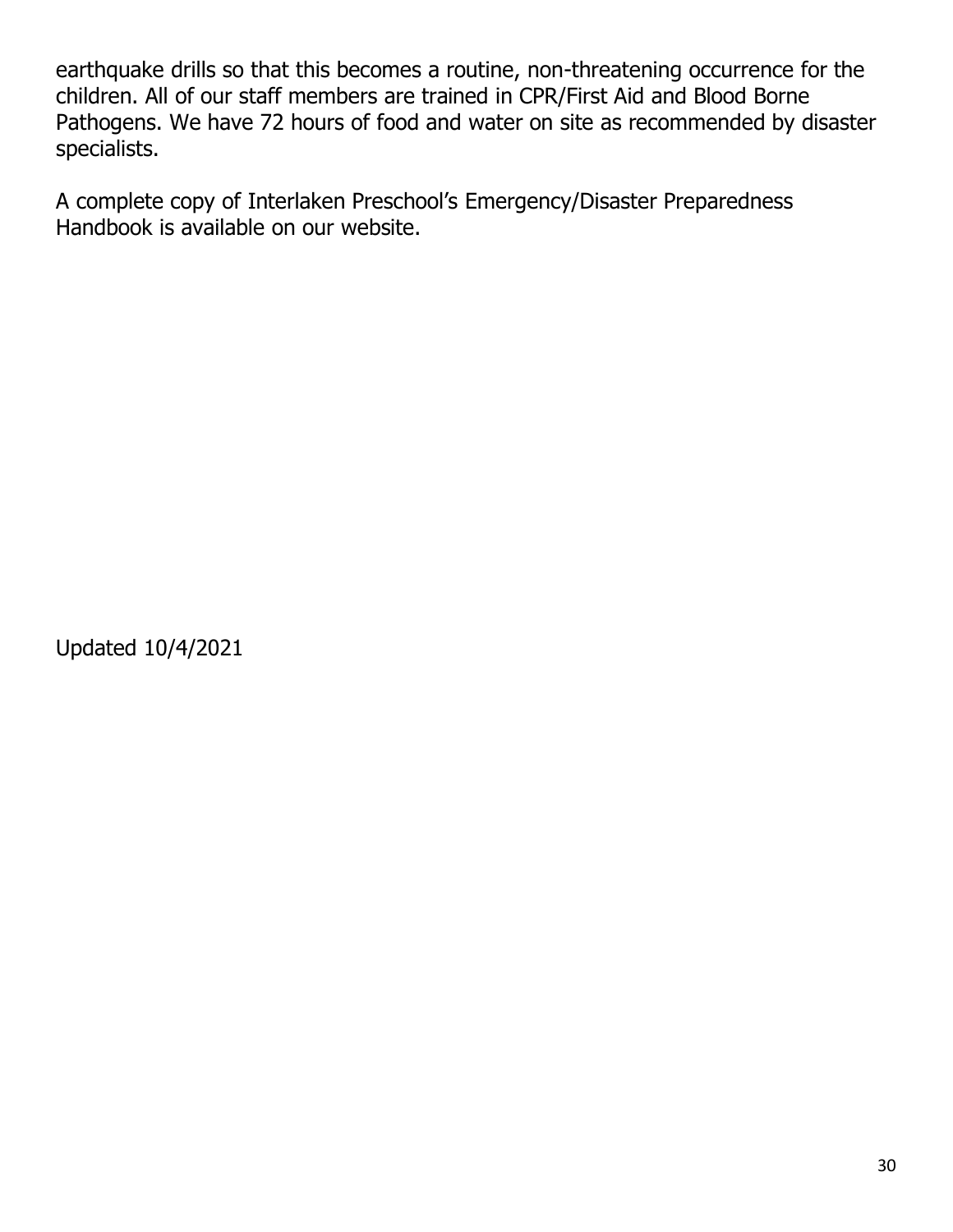earthquake drills so that this becomes a routine, non-threatening occurrence for the children. All of our staff members are trained in CPR/First Aid and Blood Borne Pathogens. We have 72 hours of food and water on site as recommended by disaster specialists.

A complete copy of Interlaken Preschool's Emergency/Disaster Preparedness Handbook is available on our website.

Updated 10/4/2021